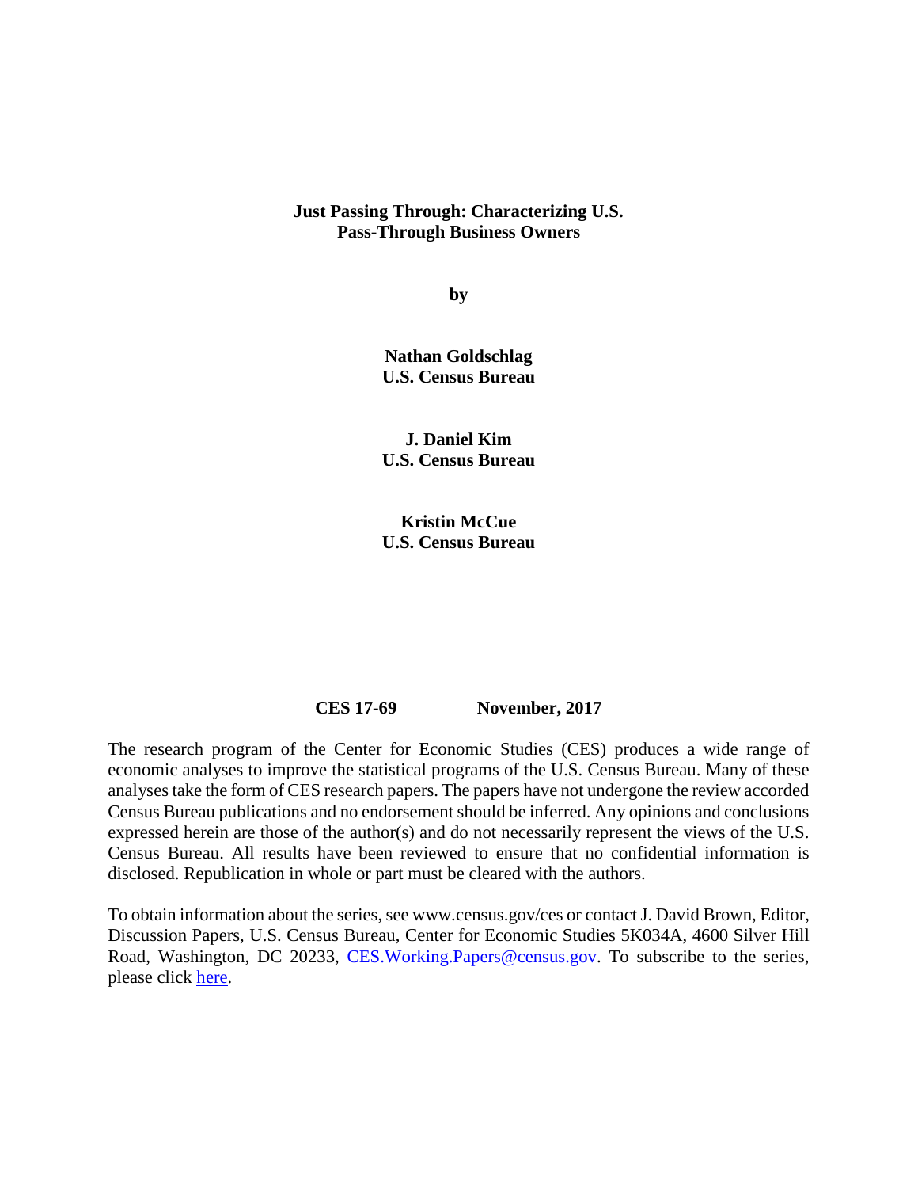# Just Passing Through: Characterizing U.S. Pass-Through Business Owners

**by**

**Nathan Goldschlag**
**U.S. Census Bureau**

**J. Daniel Kim**
**U.S. Census Bureau**

**Kristin McCue**
**U.S. Census Bureau**

**CES 17-69 November, 2017**

The research program of the Center for Economic Studies (CES) produces a wide range of economic analyses to improve the statistical programs of the U.S. Census Bureau. Many of these analyses take the form of CES research papers. The papers have not undergone the review accorded Census Bureau publications and no endorsement should be inferred. Any opinions and conclusions expressed herein are those of the author(s) and do not necessarily represent the views of the U.S. Census Bureau. All results have been reviewed to ensure that no confidential information is disclosed. Republication in whole or part must be cleared with the authors.

To obtain information about the series, see www.census.gov/ces or contact J. David Brown, Editor, Discussion Papers, U.S. Census Bureau, Center for Economic Studies 5K034A, 4600 Silver Hill Road, Washington, DC 20233, CES.Working.Papers@census.gov. To subscribe to the series, please click here.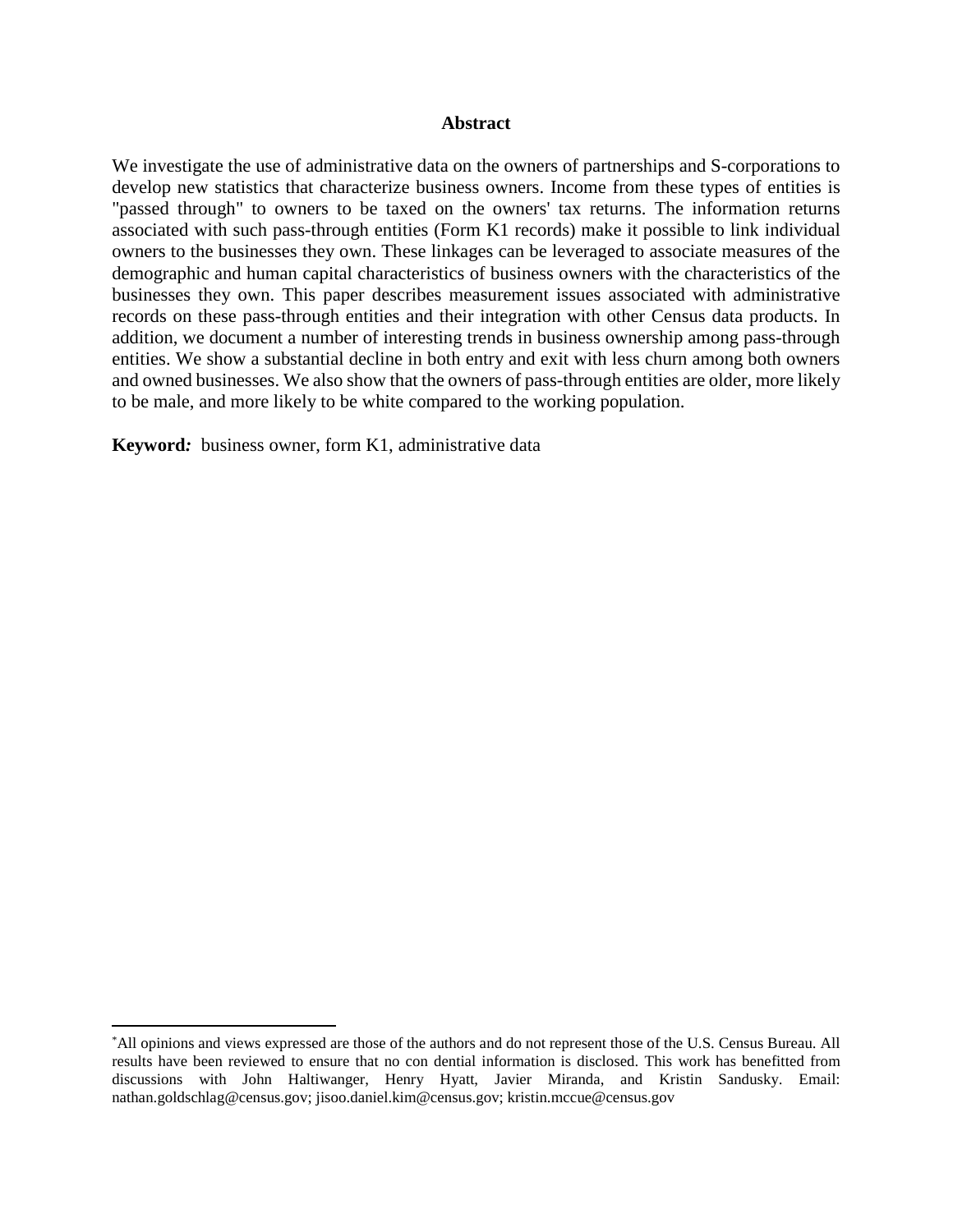## Abstract

We investigate the use of administrative data on the owners of partnerships and S-corporations to develop new statistics that characterize business owners. Income from these types of entities is "passed through" to owners to be taxed on the owners' tax returns. The information returns associated with such pass-through entities (Form K1 records) make it possible to link individual owners to the businesses they own. These linkages can be leveraged to associate measures of the demographic and human capital characteristics of business owners with the characteristics of the businesses they own. This paper describes measurement issues associated with administrative records on these pass-through entities and their integration with other Census data products. In addition, we document a number of interesting trends in business ownership among pass-through entities. We show a substantial decline in both entry and exit with less churn among both owners and owned businesses. We also show that the owners of pass-through entities are older, more likely to be male, and more likely to be white compared to the working population.

**Keyword*:*** business owner, form K1, administrative data

---

*All opinions and views expressed are those of the authors and do not represent those of the U.S. Census Bureau. All results have been reviewed to ensure that no con dential information is disclosed. This work has benefitted from discussions with John Haltiwanger, Henry Hyatt, Javier Miranda, and Kristin Sandusky. Email: nathan.goldschlag@census.gov; jisoo.daniel.kim@census.gov; kristin.mccue@census.gov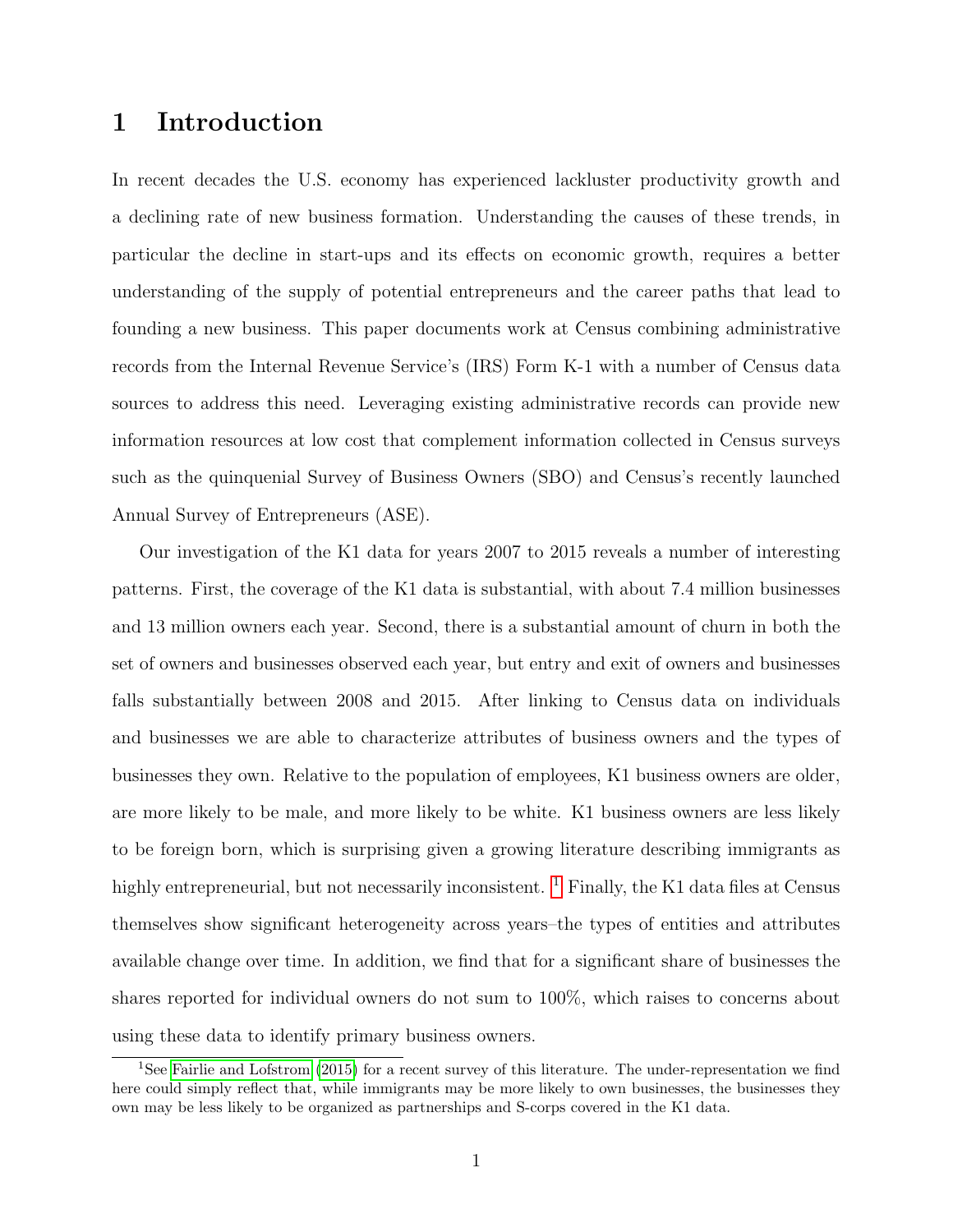# 1 Introduction

In recent decades the U.S. economy has experienced lackluster productivity growth and a declining rate of new business formation. Understanding the causes of these trends, in particular the decline in start-ups and its effects on economic growth, requires a better understanding of the supply of potential entrepreneurs and the career paths that lead to founding a new business. This paper documents work at Census combining administrative records from the Internal Revenue Service's (IRS) Form K-1 with a number of Census data sources to address this need. Leveraging existing administrative records can provide new information resources at low cost that complement information collected in Census surveys such as the quinquenial Survey of Business Owners (SBO) and Census's recently launched Annual Survey of Entrepreneurs (ASE).

Our investigation of the K1 data for years 2007 to 2015 reveals a number of interesting patterns. First, the coverage of the K1 data is substantial, with about 7.4 million businesses and 13 million owners each year. Second, there is a substantial amount of churn in both the set of owners and businesses observed each year, but entry and exit of owners and businesses falls substantially between 2008 and 2015. After linking to Census data on individuals and businesses we are able to characterize attributes of business owners and the types of businesses they own. Relative to the population of employees, K1 business owners are older, are more likely to be male, and more likely to be white. K1 business owners are less likely to be foreign born, which is surprising given a growing literature describing immigrants as highly entrepreneurial, but not necessarily inconsistent. [1] Finally, the K1 data files at Census themselves show significant heterogeneity across years–the types of entities and attributes available change over time. In addition, we find that for a significant share of businesses the shares reported for individual owners do not sum to 100%, which raises to concerns about using these data to identify primary business owners.

[1] See Fairlie and Lofstrom (2015) for a recent survey of this literature. The under-representation we find here could simply reflect that, while immigrants may be more likely to own businesses, the businesses they own may be less likely to be organized as partnerships and S-corps covered in the K1 data.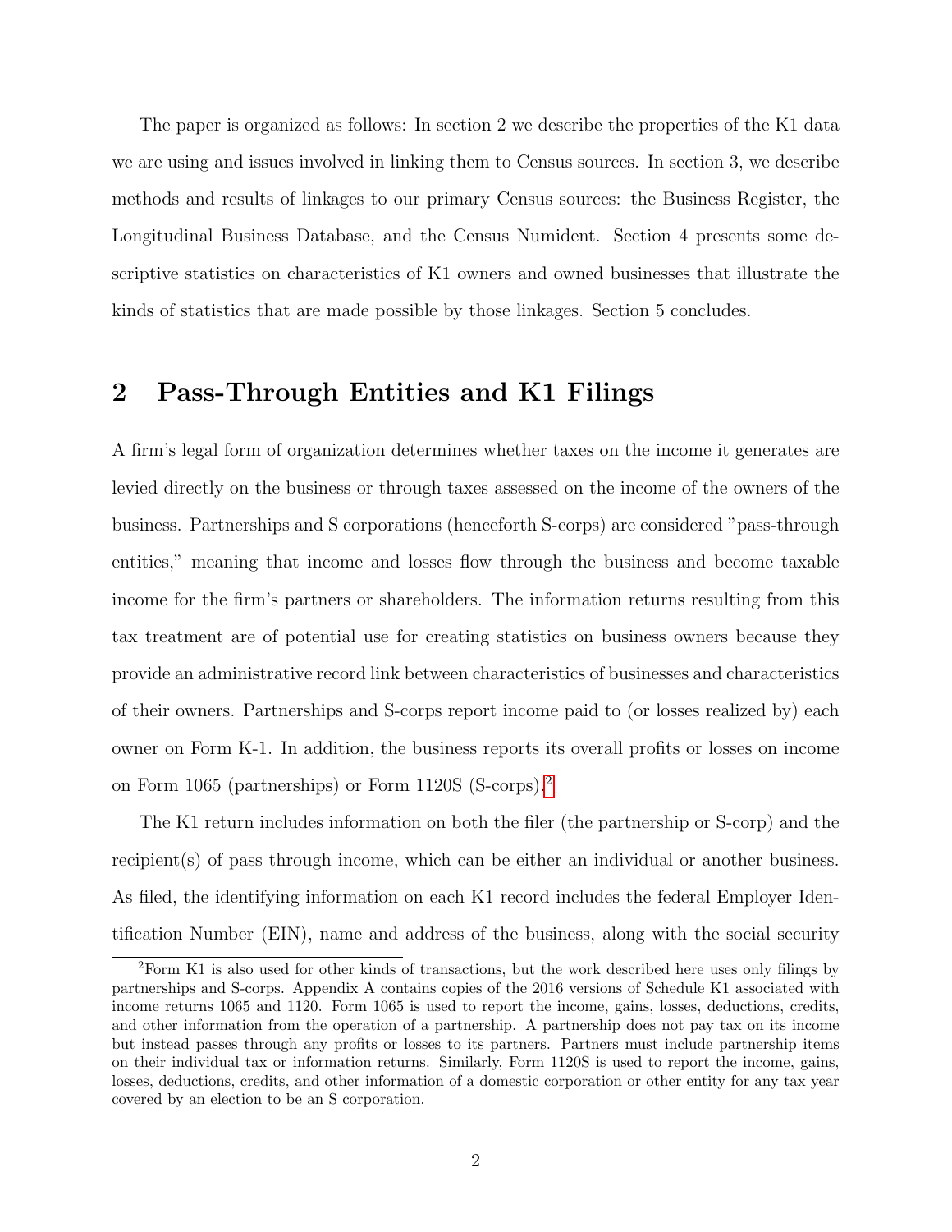The paper is organized as follows: In section 2 we describe the properties of the K1 data we are using and issues involved in linking them to Census sources. In section 3, we describe methods and results of linkages to our primary Census sources: the Business Register, the Longitudinal Business Database, and the Census Numident. Section 4 presents some descriptive statistics on characteristics of K1 owners and owned businesses that illustrate the kinds of statistics that are made possible by those linkages. Section 5 concludes.

## 2 Pass-Through Entities and K1 Filings

A firm's legal form of organization determines whether taxes on the income it generates are levied directly on the business or through taxes assessed on the income of the owners of the business. Partnerships and S corporations (henceforth S-corps) are considered "pass-through entities," meaning that income and losses flow through the business and become taxable income for the firm's partners or shareholders. The information returns resulting from this tax treatment are of potential use for creating statistics on business owners because they provide an administrative record link between characteristics of businesses and characteristics of their owners. Partnerships and S-corps report income paid to (or losses realized by) each owner on Form K-1. In addition, the business reports its overall profits or losses on income on Form 1065 (partnerships) or Form 1120S (S-corps).[2]

The K1 return includes information on both the filer (the partnership or S-corp) and the recipient(s) of pass through income, which can be either an individual or another business. As filed, the identifying information on each K1 record includes the federal Employer Identification Number (EIN), name and address of the business, along with the social security

[2] Form K1 is also used for other kinds of transactions, but the work described here uses only filings by partnerships and S-corps. Appendix A contains copies of the 2016 versions of Schedule K1 associated with income returns 1065 and 1120. Form 1065 is used to report the income, gains, losses, deductions, credits, and other information from the operation of a partnership. A partnership does not pay tax on its income but instead passes through any profits or losses to its partners. Partners must include partnership items on their individual tax or information returns. Similarly, Form 1120S is used to report the income, gains, losses, deductions, credits, and other information of a domestic corporation or other entity for any tax year covered by an election to be an S corporation.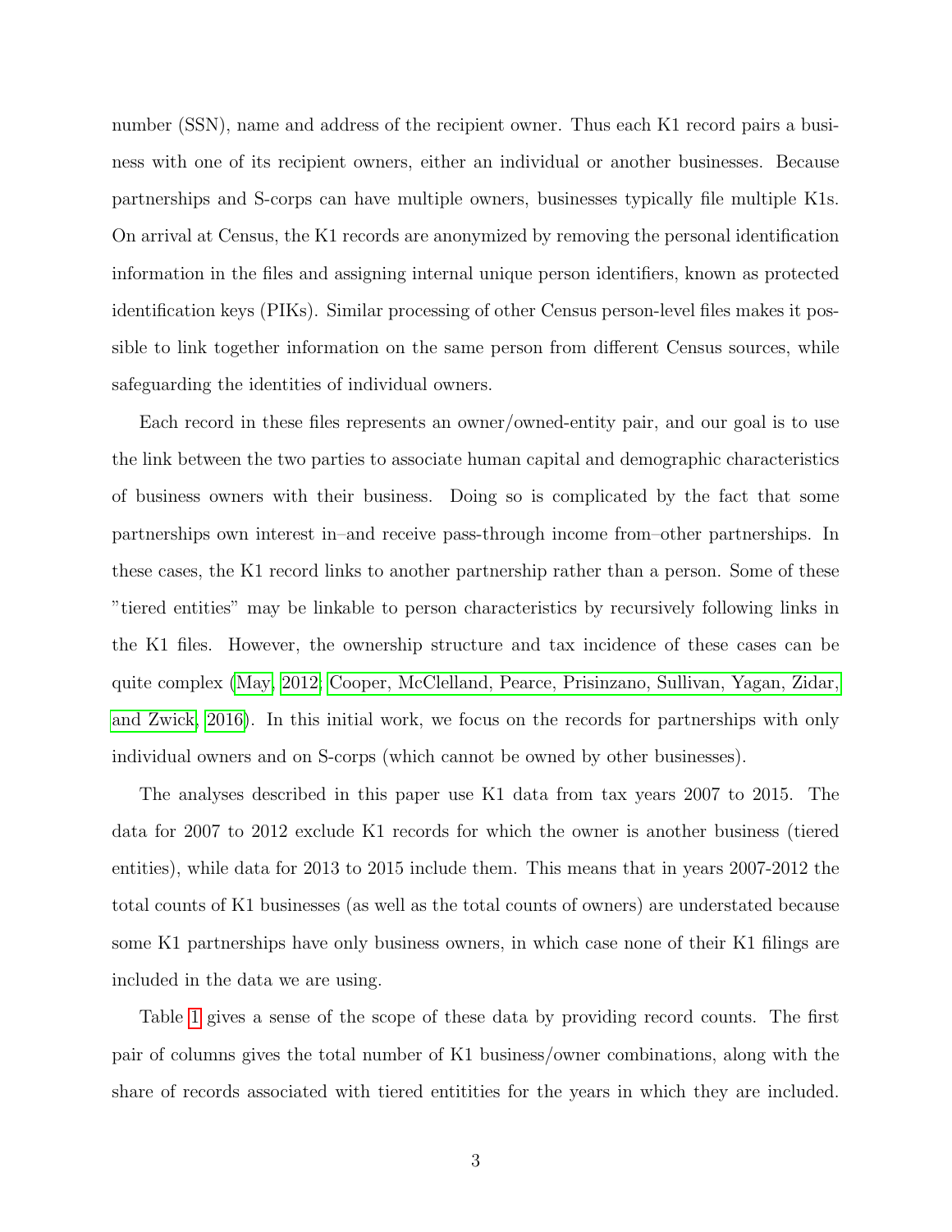number (SSN), name and address of the recipient owner. Thus each K1 record pairs a business with one of its recipient owners, either an individual or another businesses. Because partnerships and S-corps can have multiple owners, businesses typically file multiple K1s. On arrival at Census, the K1 records are anonymized by removing the personal identification information in the files and assigning internal unique person identifiers, known as protected identification keys (PIKs). Similar processing of other Census person-level files makes it possible to link together information on the same person from different Census sources, while safeguarding the identities of individual owners.

Each record in these files represents an owner/owned-entity pair, and our goal is to use the link between the two parties to associate human capital and demographic characteristics of business owners with their business. Doing so is complicated by the fact that some partnerships own interest in–and receive pass-through income from–other partnerships. In these cases, the K1 record links to another partnership rather than a person. Some of these "tiered entities" may be linkable to person characteristics by recursively following links in the K1 files. However, the ownership structure and tax incidence of these cases can be quite complex (May, 2012; Cooper, McClelland, Pearce, Prisinzano, Sullivan, Yagan, Zidar, and Zwick, 2016). In this initial work, we focus on the records for partnerships with only individual owners and on S-corps (which cannot be owned by other businesses).

The analyses described in this paper use K1 data from tax years 2007 to 2015. The data for 2007 to 2012 exclude K1 records for which the owner is another business (tiered entities), while data for 2013 to 2015 include them. This means that in years 2007-2012 the total counts of K1 businesses (as well as the total counts of owners) are understated because some K1 partnerships have only business owners, in which case none of their K1 filings are included in the data we are using.

Table 1 gives a sense of the scope of these data by providing record counts. The first pair of columns gives the total number of K1 business/owner combinations, along with the share of records associated with tiered entitities for the years in which they are included.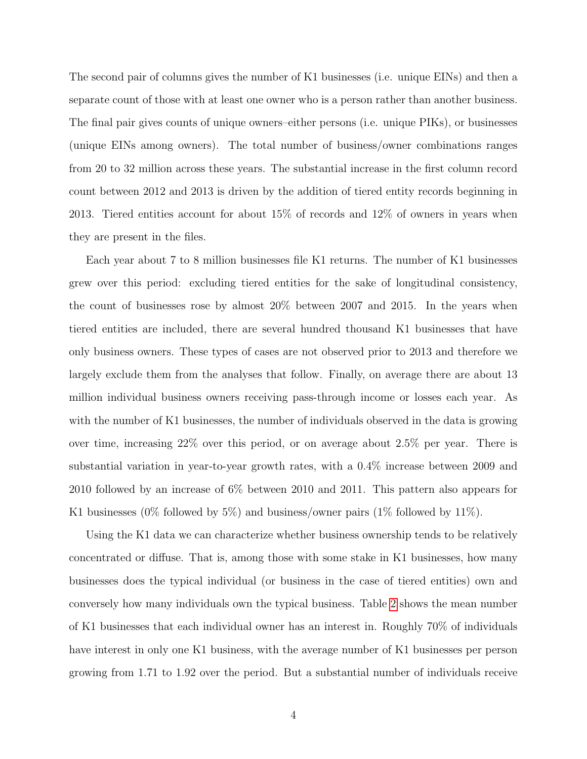The second pair of columns gives the number of K1 businesses (i.e. unique EINs) and then a separate count of those with at least one owner who is a person rather than another business. The final pair gives counts of unique owners–either persons (i.e. unique PIKs), or businesses (unique EINs among owners). The total number of business/owner combinations ranges from 20 to 32 million across these years. The substantial increase in the first column record count between 2012 and 2013 is driven by the addition of tiered entity records beginning in 2013. Tiered entities account for about 15% of records and 12% of owners in years when they are present in the files.

Each year about 7 to 8 million businesses file K1 returns. The number of K1 businesses grew over this period: excluding tiered entities for the sake of longitudinal consistency, the count of businesses rose by almost 20% between 2007 and 2015. In the years when tiered entities are included, there are several hundred thousand K1 businesses that have only business owners. These types of cases are not observed prior to 2013 and therefore we largely exclude them from the analyses that follow. Finally, on average there are about 13 million individual business owners receiving pass-through income or losses each year. As with the number of K1 businesses, the number of individuals observed in the data is growing over time, increasing 22% over this period, or on average about 2.5% per year. There is substantial variation in year-to-year growth rates, with a 0.4% increase between 2009 and 2010 followed by an increase of 6% between 2010 and 2011. This pattern also appears for K1 businesses (0% followed by 5%) and business/owner pairs (1% followed by 11%).

Using the K1 data we can characterize whether business ownership tends to be relatively concentrated or diffuse. That is, among those with some stake in K1 businesses, how many businesses does the typical individual (or business in the case of tiered entities) own and conversely how many individuals own the typical business. Table 2 shows the mean number of K1 businesses that each individual owner has an interest in. Roughly 70% of individuals have interest in only one K1 business, with the average number of K1 businesses per person growing from 1.71 to 1.92 over the period. But a substantial number of individuals receive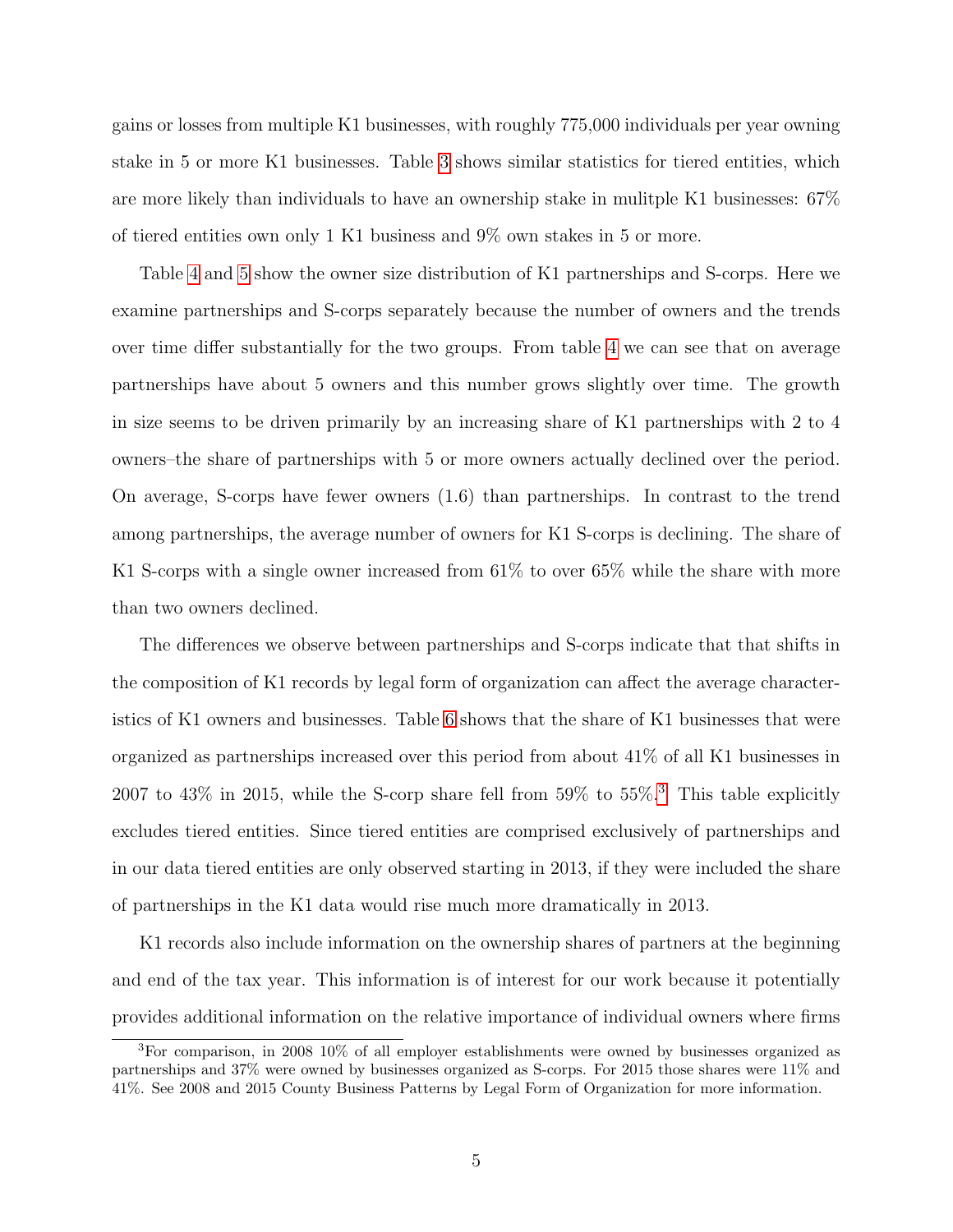gains or losses from multiple K1 businesses, with roughly 775,000 individuals per year owning stake in 5 or more K1 businesses. Table 3 shows similar statistics for tiered entities, which are more likely than individuals to have an ownership stake in mulitple K1 businesses: 67% of tiered entities own only 1 K1 business and 9% own stakes in 5 or more.

Table 4 and 5 show the owner size distribution of K1 partnerships and S-corps. Here we examine partnerships and S-corps separately because the number of owners and the trends over time differ substantially for the two groups. From table 4 we can see that on average partnerships have about 5 owners and this number grows slightly over time. The growth in size seems to be driven primarily by an increasing share of K1 partnerships with 2 to 4 owners–the share of partnerships with 5 or more owners actually declined over the period. On average, S-corps have fewer owners (1.6) than partnerships. In contrast to the trend among partnerships, the average number of owners for K1 S-corps is declining. The share of K1 S-corps with a single owner increased from 61% to over 65% while the share with more than two owners declined.

The differences we observe between partnerships and S-corps indicate that that shifts in the composition of K1 records by legal form of organization can affect the average characteristics of K1 owners and businesses. Table 6 shows that the share of K1 businesses that were organized as partnerships increased over this period from about 41% of all K1 businesses in 2007 to 43% in 2015, while the S-corp share fell from 59% to 55%.[3] This table explicitly excludes tiered entities. Since tiered entities are comprised exclusively of partnerships and in our data tiered entities are only observed starting in 2013, if they were included the share of partnerships in the K1 data would rise much more dramatically in 2013.

K1 records also include information on the ownership shares of partners at the beginning and end of the tax year. This information is of interest for our work because it potentially provides additional information on the relative importance of individual owners where firms

[3] For comparison, in 2008 10% of all employer establishments were owned by businesses organized as partnerships and 37% were owned by businesses organized as S-corps. For 2015 those shares were 11% and 41%. See 2008 and 2015 County Business Patterns by Legal Form of Organization for more information.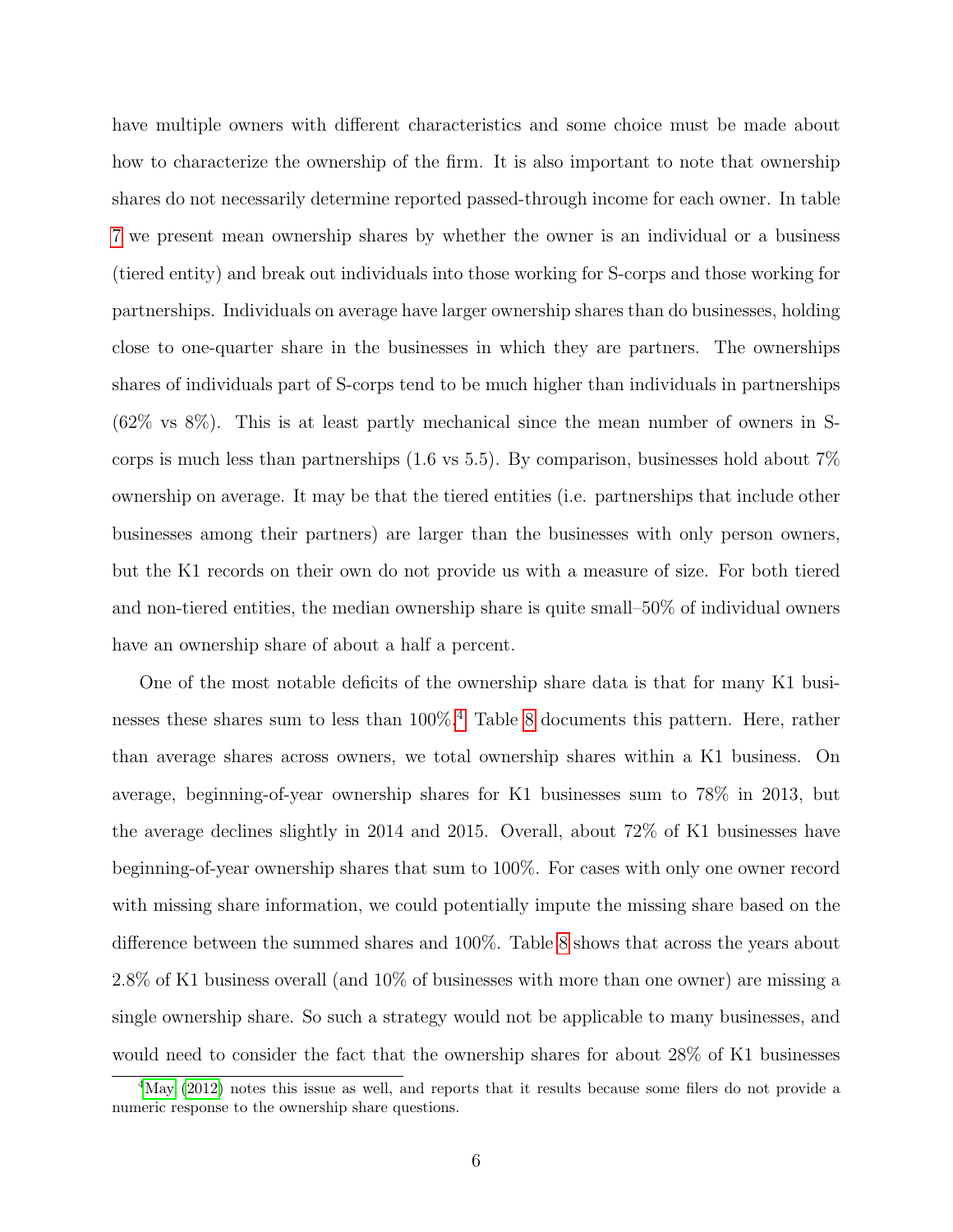have multiple owners with different characteristics and some choice must be made about how to characterize the ownership of the firm. It is also important to note that ownership shares do not necessarily determine reported passed-through income for each owner. In table 7 we present mean ownership shares by whether the owner is an individual or a business (tiered entity) and break out individuals into those working for S-corps and those working for partnerships. Individuals on average have larger ownership shares than do businesses, holding close to one-quarter share in the businesses in which they are partners. The ownerships shares of individuals part of S-corps tend to be much higher than individuals in partnerships (62% vs 8%). This is at least partly mechanical since the mean number of owners in S-corps is much less than partnerships (1.6 vs 5.5). By comparison, businesses hold about 7% ownership on average. It may be that the tiered entities (i.e. partnerships that include other businesses among their partners) are larger than the businesses with only person owners, but the K1 records on their own do not provide us with a measure of size. For both tiered and non-tiered entities, the median ownership share is quite small–50% of individual owners have an ownership share of about a half a percent.

One of the most notable deficits of the ownership share data is that for many K1 businesses these shares sum to less than 100%.[4] Table 8 documents this pattern. Here, rather than average shares across owners, we total ownership shares within a K1 business. On average, beginning-of-year ownership shares for K1 businesses sum to 78% in 2013, but the average declines slightly in 2014 and 2015. Overall, about 72% of K1 businesses have beginning-of-year ownership shares that sum to 100%. For cases with only one owner record with missing share information, we could potentially impute the missing share based on the difference between the summed shares and 100%. Table 8 shows that across the years about 2.8% of K1 business overall (and 10% of businesses with more than one owner) are missing a single ownership share. So such a strategy would not be applicable to many businesses, and would need to consider the fact that the ownership shares for about 28% of K1 businesses

[4] May (2012) notes this issue as well, and reports that it results because some filers do not provide a numeric response to the ownership share questions.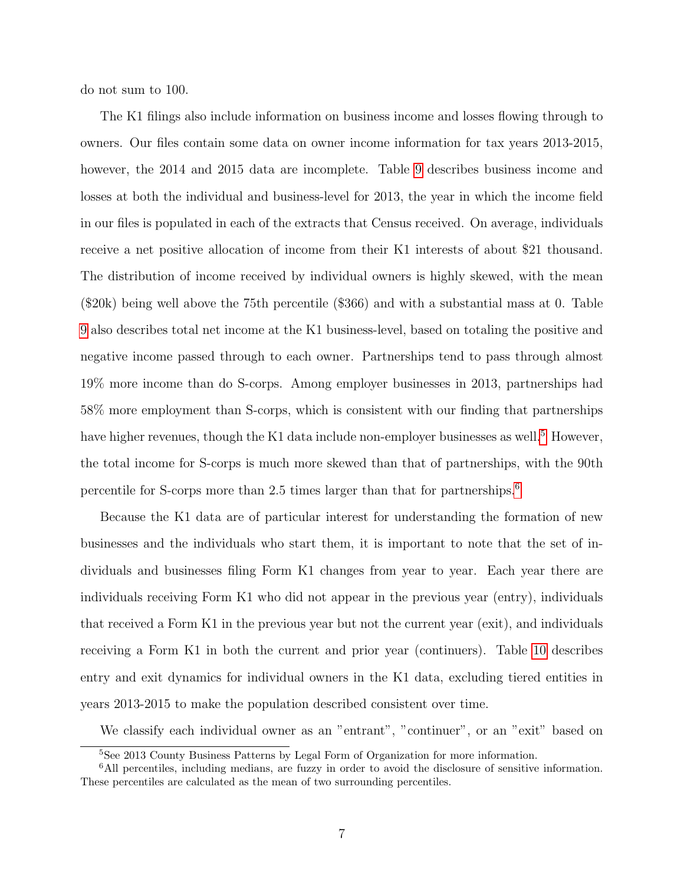do not sum to 100.

The K1 filings also include information on business income and losses flowing through to owners. Our files contain some data on owner income information for tax years 2013-2015, however, the 2014 and 2015 data are incomplete. Table 9 describes business income and losses at both the individual and business-level for 2013, the year in which the income field in our files is populated in each of the extracts that Census received. On average, individuals receive a net positive allocation of income from their K1 interests of about $21 thousand. The distribution of income received by individual owners is highly skewed, with the mean ($20k) being well above the 75th percentile ($366) and with a substantial mass at 0. Table 9 also describes total net income at the K1 business-level, based on totaling the positive and negative income passed through to each owner. Partnerships tend to pass through almost 19% more income than do S-corps. Among employer businesses in 2013, partnerships had 58% more employment than S-corps, which is consistent with our finding that partnerships have higher revenues, though the K1 data include non-employer businesses as well.[5] However, the total income for S-corps is much more skewed than that of partnerships, with the 90th percentile for S-corps more than 2.5 times larger than that for partnerships.[6]

Because the K1 data are of particular interest for understanding the formation of new businesses and the individuals who start them, it is important to note that the set of individuals and businesses filing Form K1 changes from year to year. Each year there are individuals receiving Form K1 who did not appear in the previous year (entry), individuals that received a Form K1 in the previous year but not the current year (exit), and individuals receiving a Form K1 in both the current and prior year (continuers). Table 10 describes entry and exit dynamics for individual owners in the K1 data, excluding tiered entities in years 2013-2015 to make the population described consistent over time.

We classify each individual owner as an "entrant", "continuer", or an "exit" based on

[5] See 2013 County Business Patterns by Legal Form of Organization for more information.

[6] All percentiles, including medians, are fuzzy in order to avoid the disclosure of sensitive information. These percentiles are calculated as the mean of two surrounding percentiles.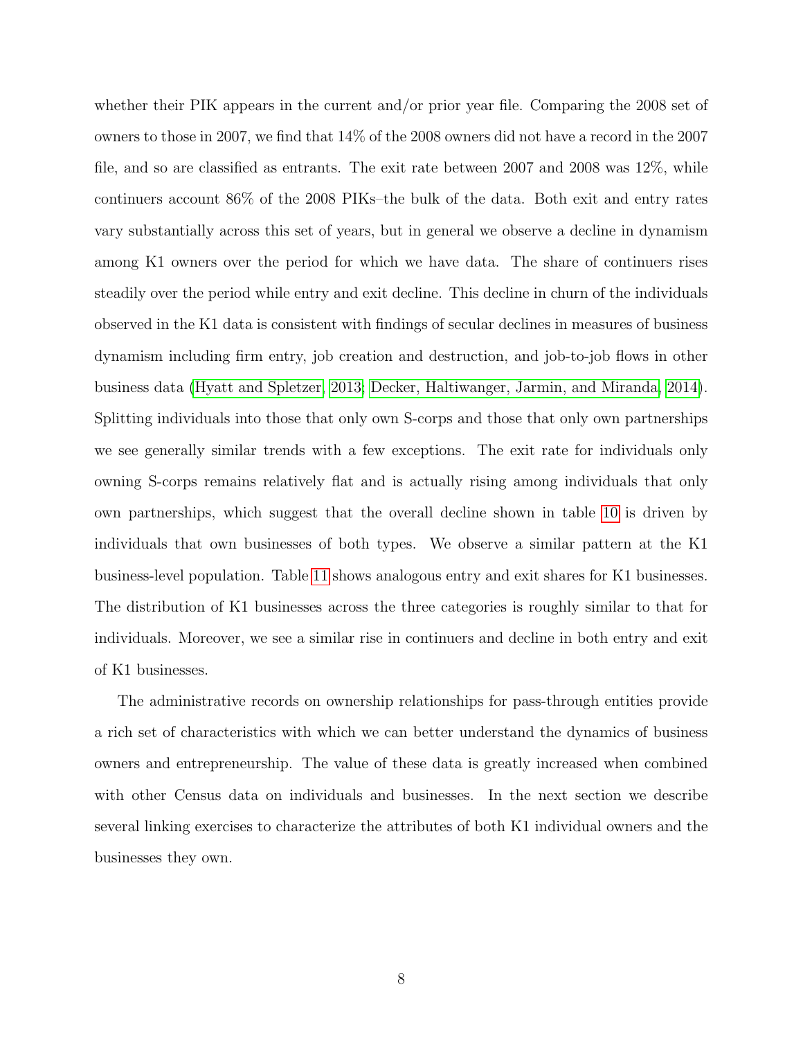whether their PIK appears in the current and/or prior year file. Comparing the 2008 set of owners to those in 2007, we find that 14% of the 2008 owners did not have a record in the 2007 file, and so are classified as entrants. The exit rate between 2007 and 2008 was 12%, while continuers account 86% of the 2008 PIKs–the bulk of the data. Both exit and entry rates vary substantially across this set of years, but in general we observe a decline in dynamism among K1 owners over the period for which we have data. The share of continuers rises steadily over the period while entry and exit decline. This decline in churn of the individuals observed in the K1 data is consistent with findings of secular declines in measures of business dynamism including firm entry, job creation and destruction, and job-to-job flows in other business data (Hyatt and Spletzer, 2013; Decker, Haltiwanger, Jarmin, and Miranda, 2014). Splitting individuals into those that only own S-corps and those that only own partnerships we see generally similar trends with a few exceptions. The exit rate for individuals only owning S-corps remains relatively flat and is actually rising among individuals that only own partnerships, which suggest that the overall decline shown in table 10 is driven by individuals that own businesses of both types. We observe a similar pattern at the K1 business-level population. Table 11 shows analogous entry and exit shares for K1 businesses. The distribution of K1 businesses across the three categories is roughly similar to that for individuals. Moreover, we see a similar rise in continuers and decline in both entry and exit of K1 businesses.

The administrative records on ownership relationships for pass-through entities provide a rich set of characteristics with which we can better understand the dynamics of business owners and entrepreneurship. The value of these data is greatly increased when combined with other Census data on individuals and businesses. In the next section we describe several linking exercises to characterize the attributes of both K1 individual owners and the businesses they own.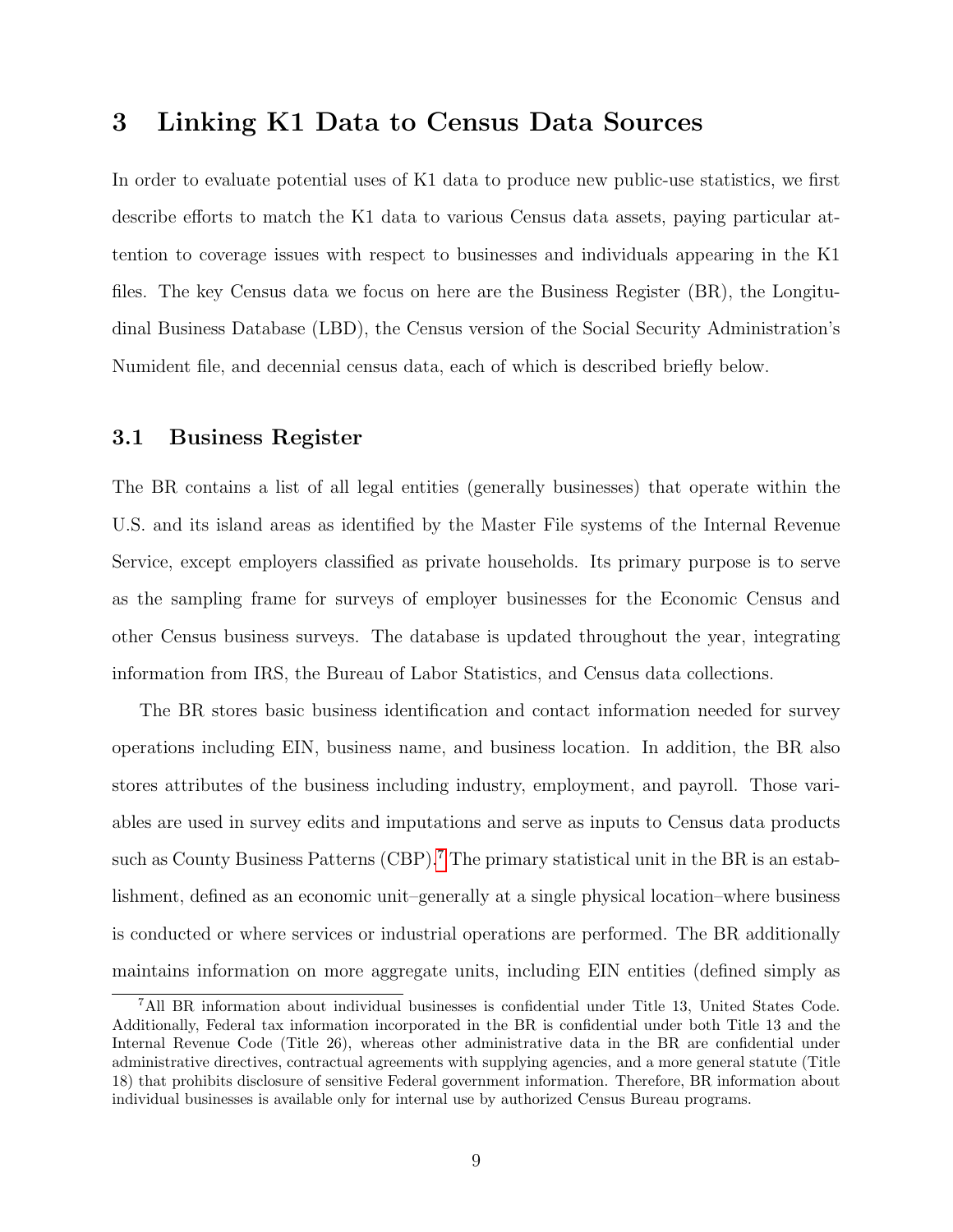# 3 Linking K1 Data to Census Data Sources

In order to evaluate potential uses of K1 data to produce new public-use statistics, we first describe efforts to match the K1 data to various Census data assets, paying particular attention to coverage issues with respect to businesses and individuals appearing in the K1 files. The key Census data we focus on here are the Business Register (BR), the Longitudinal Business Database (LBD), the Census version of the Social Security Administration's Numident file, and decennial census data, each of which is described briefly below.

## 3.1 Business Register

The BR contains a list of all legal entities (generally businesses) that operate within the U.S. and its island areas as identified by the Master File systems of the Internal Revenue Service, except employers classified as private households. Its primary purpose is to serve as the sampling frame for surveys of employer businesses for the Economic Census and other Census business surveys. The database is updated throughout the year, integrating information from IRS, the Bureau of Labor Statistics, and Census data collections.

The BR stores basic business identification and contact information needed for survey operations including EIN, business name, and business location. In addition, the BR also stores attributes of the business including industry, employment, and payroll. Those variables are used in survey edits and imputations and serve as inputs to Census data products such as County Business Patterns (CBP).[7] The primary statistical unit in the BR is an establishment, defined as an economic unit–generally at a single physical location–where business is conducted or where services or industrial operations are performed. The BR additionally maintains information on more aggregate units, including EIN entities (defined simply as

[7] All BR information about individual businesses is confidential under Title 13, United States Code. Additionally, Federal tax information incorporated in the BR is confidential under both Title 13 and the Internal Revenue Code (Title 26), whereas other administrative data in the BR are confidential under administrative directives, contractual agreements with supplying agencies, and a more general statute (Title 18) that prohibits disclosure of sensitive Federal government information. Therefore, BR information about individual businesses is available only for internal use by authorized Census Bureau programs.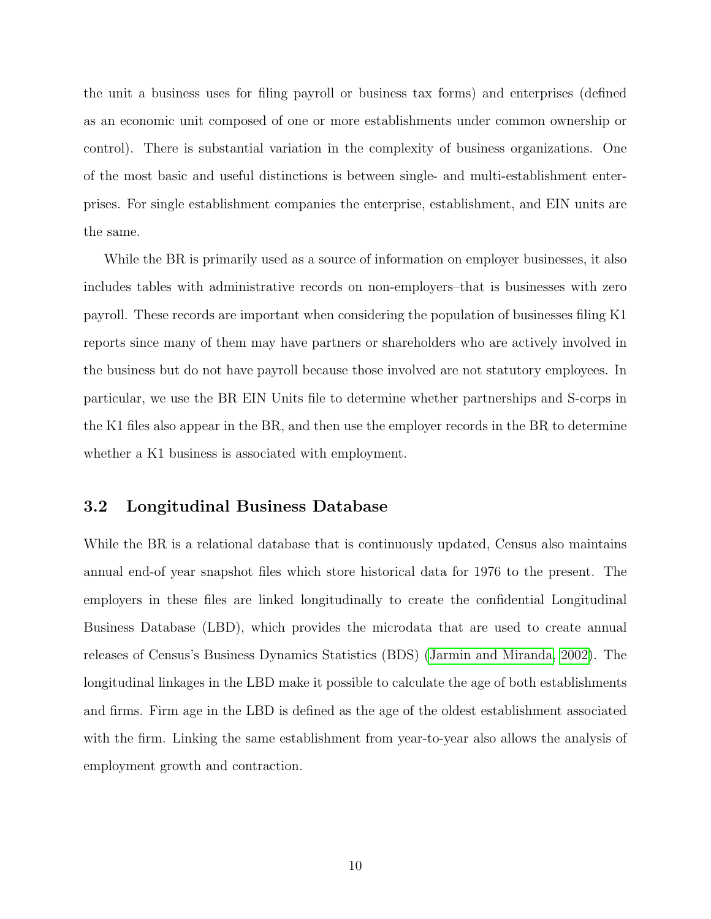the unit a business uses for filing payroll or business tax forms) and enterprises (defined as an economic unit composed of one or more establishments under common ownership or control). There is substantial variation in the complexity of business organizations. One of the most basic and useful distinctions is between single- and multi-establishment enterprises. For single establishment companies the enterprise, establishment, and EIN units are the same.

While the BR is primarily used as a source of information on employer businesses, it also includes tables with administrative records on non-employers–that is businesses with zero payroll. These records are important when considering the population of businesses filing K1 reports since many of them may have partners or shareholders who are actively involved in the business but do not have payroll because those involved are not statutory employees. In particular, we use the BR EIN Units file to determine whether partnerships and S-corps in the K1 files also appear in the BR, and then use the employer records in the BR to determine whether a K1 business is associated with employment.

## 3.2 Longitudinal Business Database

While the BR is a relational database that is continuously updated, Census also maintains annual end-of year snapshot files which store historical data for 1976 to the present. The employers in these files are linked longitudinally to create the confidential Longitudinal Business Database (LBD), which provides the microdata that are used to create annual releases of Census's Business Dynamics Statistics (BDS) (Jarmin and Miranda, 2002). The longitudinal linkages in the LBD make it possible to calculate the age of both establishments and firms. Firm age in the LBD is defined as the age of the oldest establishment associated with the firm. Linking the same establishment from year-to-year also allows the analysis of employment growth and contraction.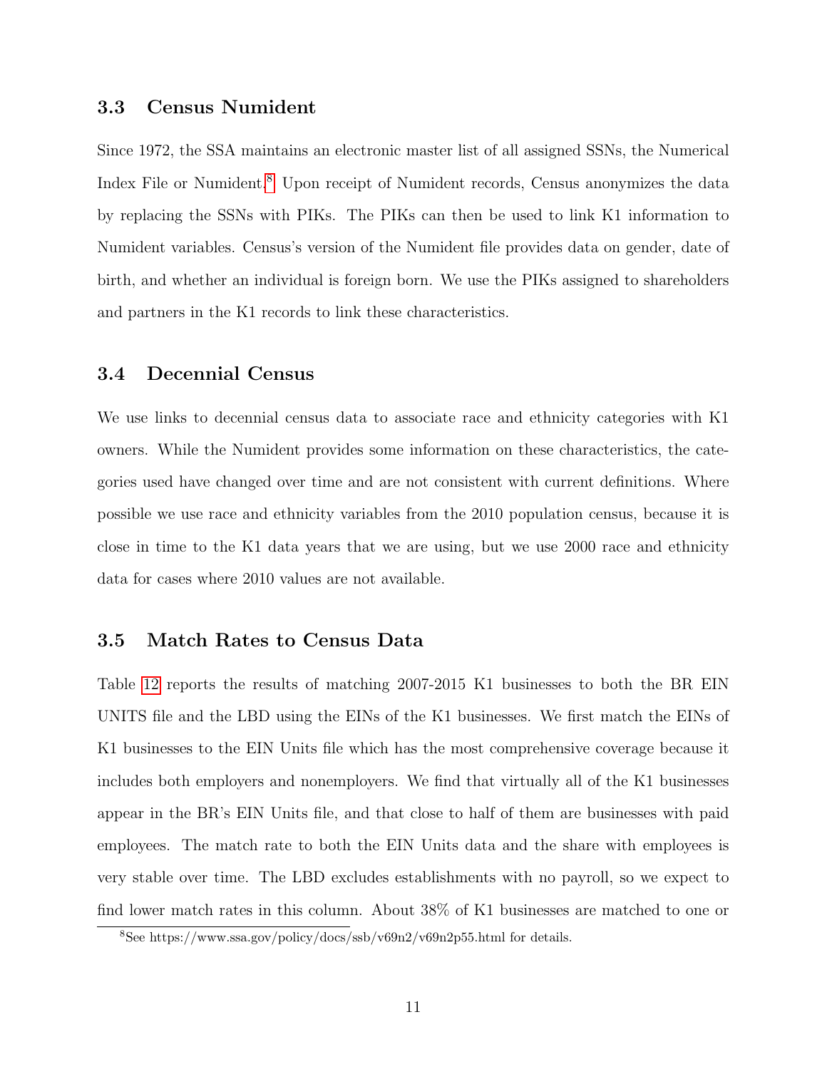### 3.3 Census Numident

Since 1972, the SSA maintains an electronic master list of all assigned SSNs, the Numerical Index File or Numident.[8] Upon receipt of Numident records, Census anonymizes the data by replacing the SSNs with PIKs. The PIKs can then be used to link K1 information to Numident variables. Census's version of the Numident file provides data on gender, date of birth, and whether an individual is foreign born. We use the PIKs assigned to shareholders and partners in the K1 records to link these characteristics.

### 3.4 Decennial Census

We use links to decennial census data to associate race and ethnicity categories with K1 owners. While the Numident provides some information on these characteristics, the categories used have changed over time and are not consistent with current definitions. Where possible we use race and ethnicity variables from the 2010 population census, because it is close in time to the K1 data years that we are using, but we use 2000 race and ethnicity data for cases where 2010 values are not available.

### 3.5 Match Rates to Census Data

Table 12 reports the results of matching 2007-2015 K1 businesses to both the BR EIN UNITS file and the LBD using the EINs of the K1 businesses. We first match the EINs of K1 businesses to the EIN Units file which has the most comprehensive coverage because it includes both employers and nonemployers. We find that virtually all of the K1 businesses appear in the BR's EIN Units file, and that close to half of them are businesses with paid employees. The match rate to both the EIN Units data and the share with employees is very stable over time. The LBD excludes establishments with no payroll, so we expect to find lower match rates in this column. About 38% of K1 businesses are matched to one or

[8] See https://www.ssa.gov/policy/docs/ssb/v69n2/v69n2p55.html for details.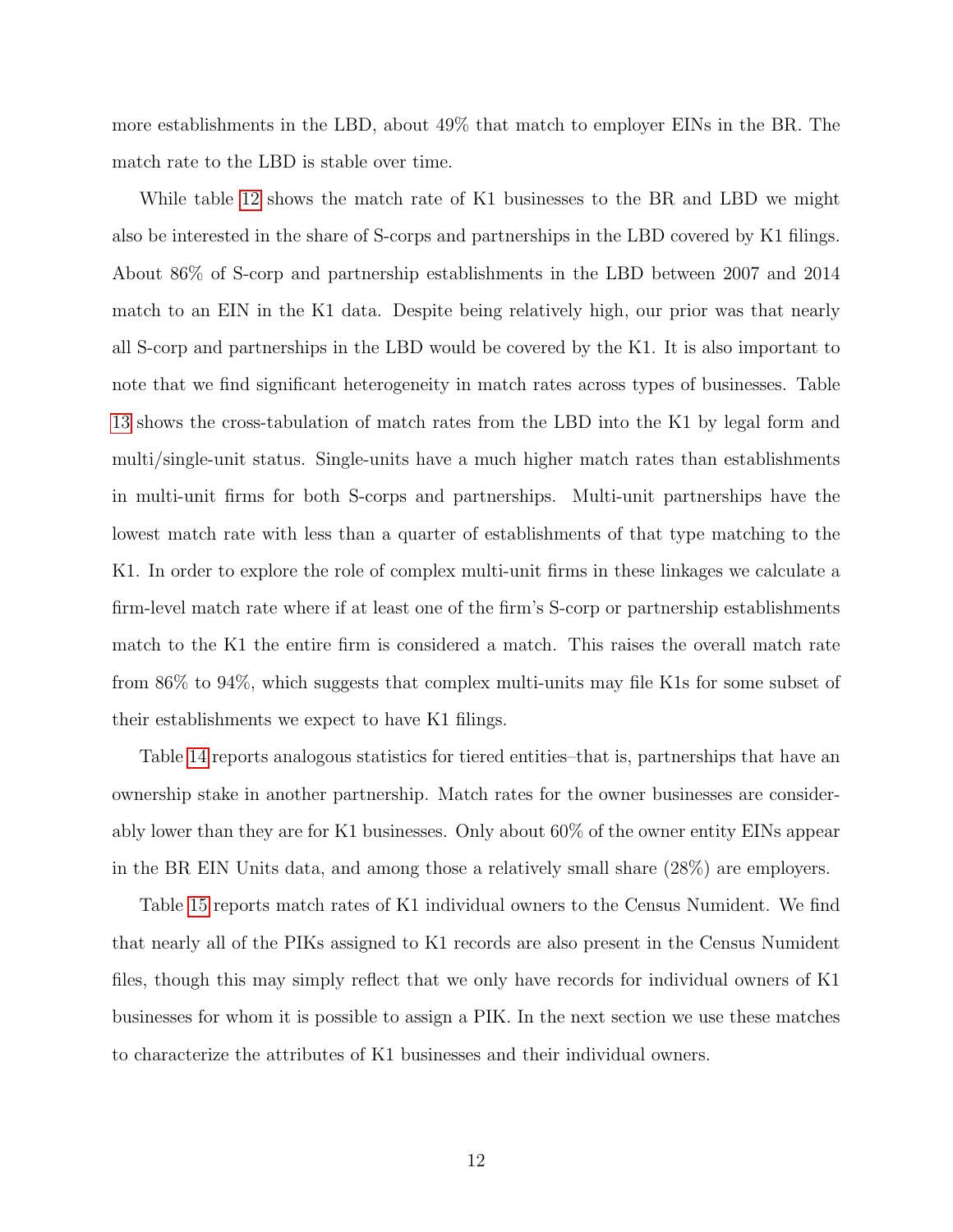more establishments in the LBD, about 49% that match to employer EINs in the BR. The match rate to the LBD is stable over time.

While table 12 shows the match rate of K1 businesses to the BR and LBD we might also be interested in the share of S-corps and partnerships in the LBD covered by K1 filings. About 86% of S-corp and partnership establishments in the LBD between 2007 and 2014 match to an EIN in the K1 data. Despite being relatively high, our prior was that nearly all S-corp and partnerships in the LBD would be covered by the K1. It is also important to note that we find significant heterogeneity in match rates across types of businesses. Table 13 shows the cross-tabulation of match rates from the LBD into the K1 by legal form and multi/single-unit status. Single-units have a much higher match rates than establishments in multi-unit firms for both S-corps and partnerships. Multi-unit partnerships have the lowest match rate with less than a quarter of establishments of that type matching to the K1. In order to explore the role of complex multi-unit firms in these linkages we calculate a firm-level match rate where if at least one of the firm's S-corp or partnership establishments match to the K1 the entire firm is considered a match. This raises the overall match rate from 86% to 94%, which suggests that complex multi-units may file K1s for some subset of their establishments we expect to have K1 filings.

Table 14 reports analogous statistics for tiered entities–that is, partnerships that have an ownership stake in another partnership. Match rates for the owner businesses are considerably lower than they are for K1 businesses. Only about 60% of the owner entity EINs appear in the BR EIN Units data, and among those a relatively small share (28%) are employers.

Table 15 reports match rates of K1 individual owners to the Census Numident. We find that nearly all of the PIKs assigned to K1 records are also present in the Census Numident files, though this may simply reflect that we only have records for individual owners of K1 businesses for whom it is possible to assign a PIK. In the next section we use these matches to characterize the attributes of K1 businesses and their individual owners.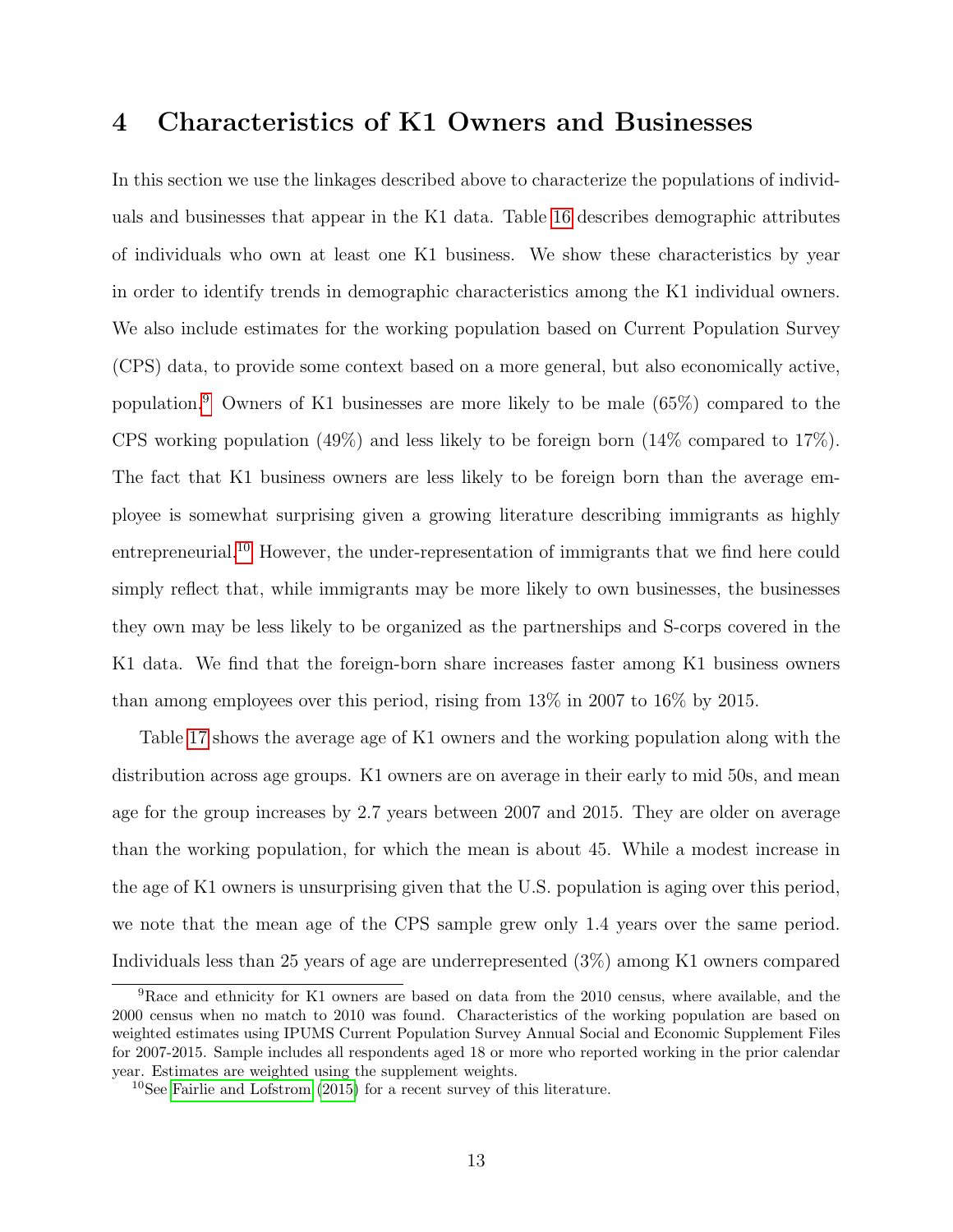## 4 Characteristics of K1 Owners and Businesses

In this section we use the linkages described above to characterize the populations of individuals and businesses that appear in the K1 data. Table 16 describes demographic attributes of individuals who own at least one K1 business. We show these characteristics by year in order to identify trends in demographic characteristics among the K1 individual owners. We also include estimates for the working population based on Current Population Survey (CPS) data, to provide some context based on a more general, but also economically active, population.[9] Owners of K1 businesses are more likely to be male (65%) compared to the CPS working population (49%) and less likely to be foreign born (14% compared to 17%). The fact that K1 business owners are less likely to be foreign born than the average employee is somewhat surprising given a growing literature describing immigrants as highly entrepreneurial.[10] However, the under-representation of immigrants that we find here could simply reflect that, while immigrants may be more likely to own businesses, the businesses they own may be less likely to be organized as the partnerships and S-corps covered in the K1 data. We find that the foreign-born share increases faster among K1 business owners than among employees over this period, rising from 13% in 2007 to 16% by 2015.

Table 17 shows the average age of K1 owners and the working population along with the distribution across age groups. K1 owners are on average in their early to mid 50s, and mean age for the group increases by 2.7 years between 2007 and 2015. They are older on average than the working population, for which the mean is about 45. While a modest increase in the age of K1 owners is unsurprising given that the U.S. population is aging over this period, we note that the mean age of the CPS sample grew only 1.4 years over the same period. Individuals less than 25 years of age are underrepresented (3%) among K1 owners compared

[9] Race and ethnicity for K1 owners are based on data from the 2010 census, where available, and the 2000 census when no match to 2010 was found. Characteristics of the working population are based on weighted estimates using IPUMS Current Population Survey Annual Social and Economic Supplement Files for 2007-2015. Sample includes all respondents aged 18 or more who reported working in the prior calendar year. Estimates are weighted using the supplement weights.

[10] See Fairlie and Lofstrom (2015) for a recent survey of this literature.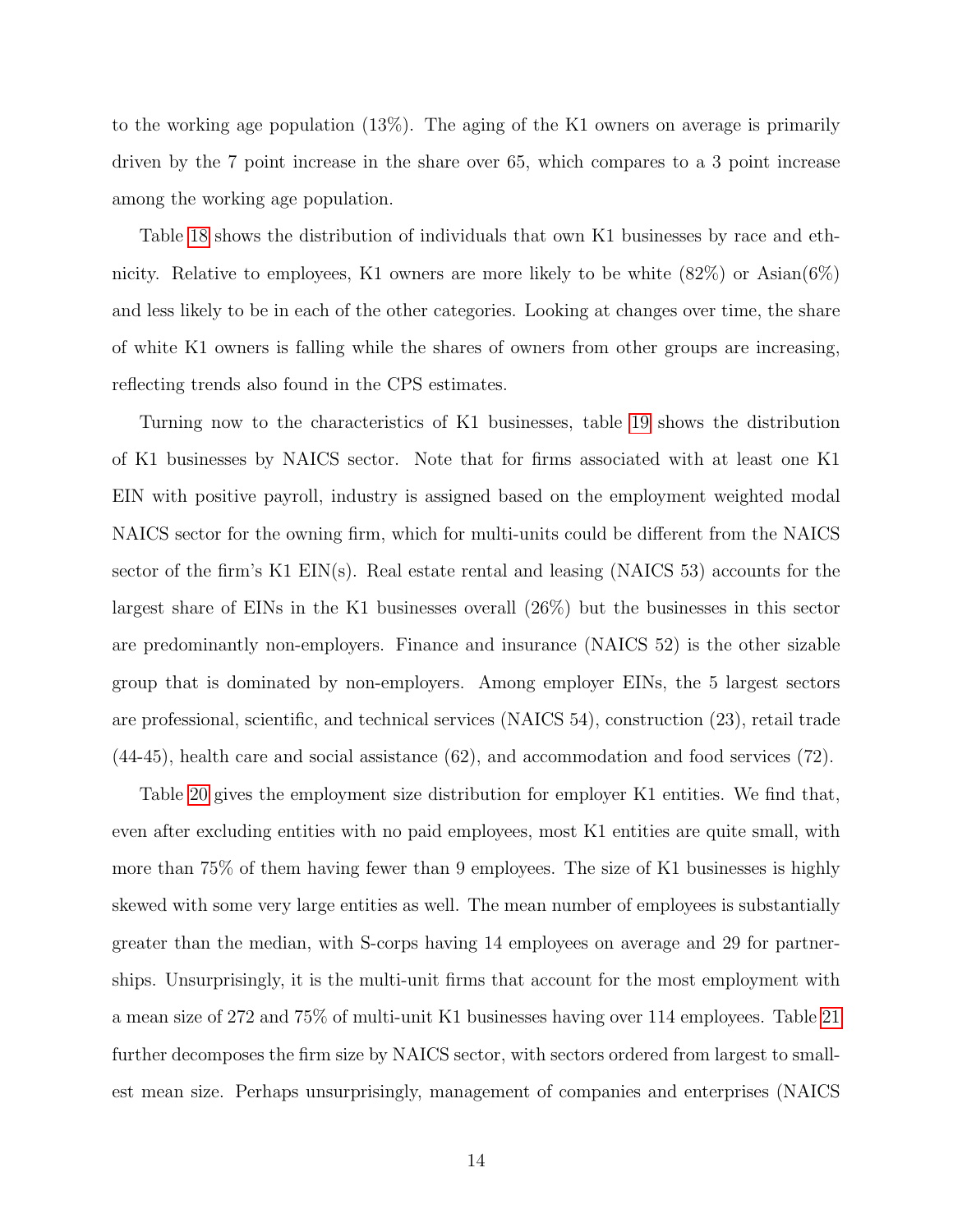to the working age population (13%). The aging of the K1 owners on average is primarily driven by the 7 point increase in the share over 65, which compares to a 3 point increase among the working age population.

Table 18 shows the distribution of individuals that own K1 businesses by race and ethnicity. Relative to employees, K1 owners are more likely to be white (82%) or Asian(6%) and less likely to be in each of the other categories. Looking at changes over time, the share of white K1 owners is falling while the shares of owners from other groups are increasing, reflecting trends also found in the CPS estimates.

Turning now to the characteristics of K1 businesses, table 19 shows the distribution of K1 businesses by NAICS sector. Note that for firms associated with at least one K1 EIN with positive payroll, industry is assigned based on the employment weighted modal NAICS sector for the owning firm, which for multi-units could be different from the NAICS sector of the firm's K1 EIN(s). Real estate rental and leasing (NAICS 53) accounts for the largest share of EINs in the K1 businesses overall (26%) but the businesses in this sector are predominantly non-employers. Finance and insurance (NAICS 52) is the other sizable group that is dominated by non-employers. Among employer EINs, the 5 largest sectors are professional, scientific, and technical services (NAICS 54), construction (23), retail trade (44-45), health care and social assistance (62), and accommodation and food services (72).

Table 20 gives the employment size distribution for employer K1 entities. We find that, even after excluding entities with no paid employees, most K1 entities are quite small, with more than 75% of them having fewer than 9 employees. The size of K1 businesses is highly skewed with some very large entities as well. The mean number of employees is substantially greater than the median, with S-corps having 14 employees on average and 29 for partnerships. Unsurprisingly, it is the multi-unit firms that account for the most employment with a mean size of 272 and 75% of multi-unit K1 businesses having over 114 employees. Table 21 further decomposes the firm size by NAICS sector, with sectors ordered from largest to smallest mean size. Perhaps unsurprisingly, management of companies and enterprises (NAICS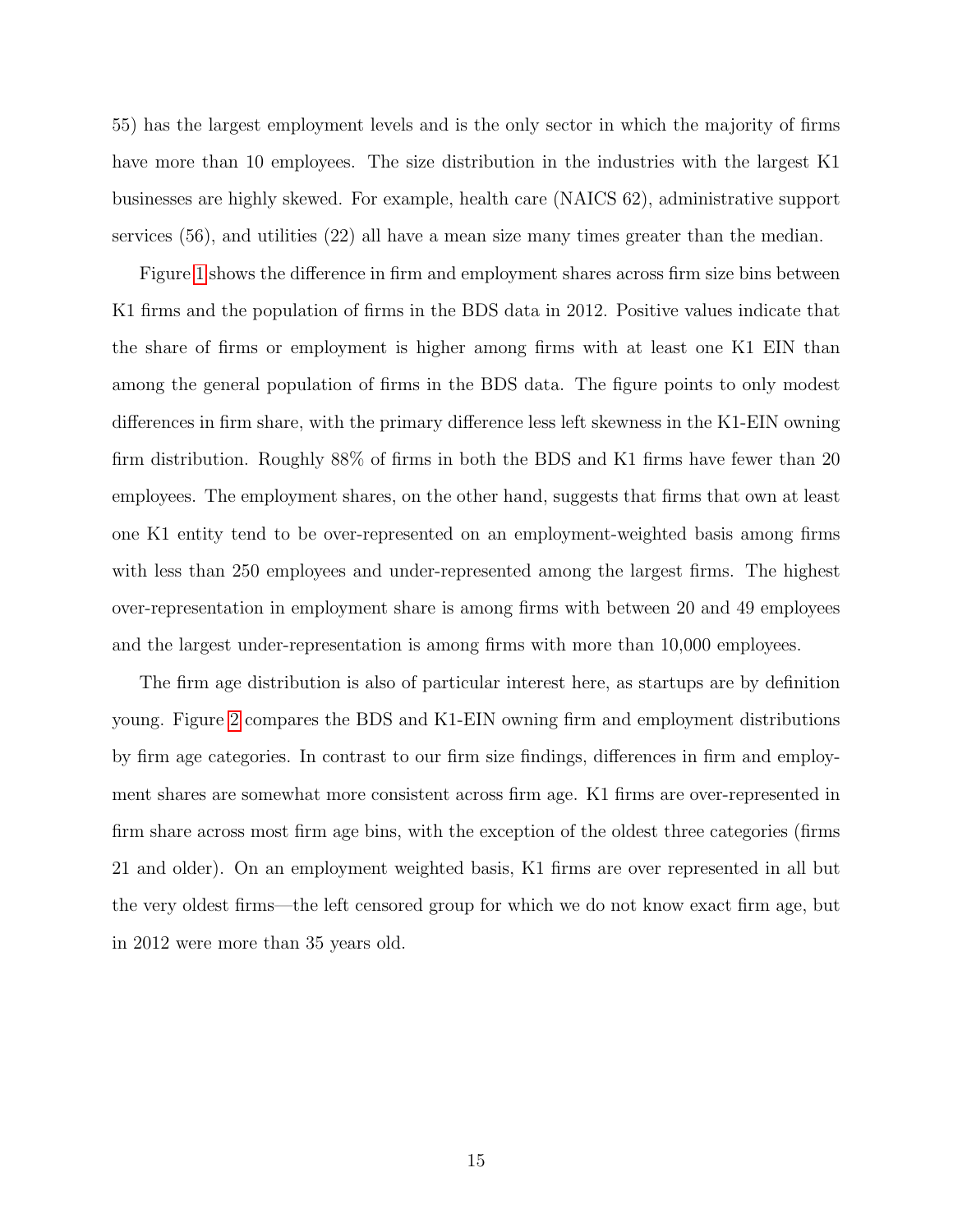55) has the largest employment levels and is the only sector in which the majority of firms have more than 10 employees. The size distribution in the industries with the largest K1 businesses are highly skewed. For example, health care (NAICS 62), administrative support services (56), and utilities (22) all have a mean size many times greater than the median.

Figure 1 shows the difference in firm and employment shares across firm size bins between K1 firms and the population of firms in the BDS data in 2012. Positive values indicate that the share of firms or employment is higher among firms with at least one K1 EIN than among the general population of firms in the BDS data. The figure points to only modest differences in firm share, with the primary difference less left skewness in the K1-EIN owning firm distribution. Roughly 88% of firms in both the BDS and K1 firms have fewer than 20 employees. The employment shares, on the other hand, suggests that firms that own at least one K1 entity tend to be over-represented on an employment-weighted basis among firms with less than 250 employees and under-represented among the largest firms. The highest over-representation in employment share is among firms with between 20 and 49 employees and the largest under-representation is among firms with more than 10,000 employees.

The firm age distribution is also of particular interest here, as startups are by definition young. Figure 2 compares the BDS and K1-EIN owning firm and employment distributions by firm age categories. In contrast to our firm size findings, differences in firm and employment shares are somewhat more consistent across firm age. K1 firms are over-represented in firm share across most firm age bins, with the exception of the oldest three categories (firms 21 and older). On an employment weighted basis, K1 firms are over represented in all but the very oldest firms—the left censored group for which we do not know exact firm age, but in 2012 were more than 35 years old.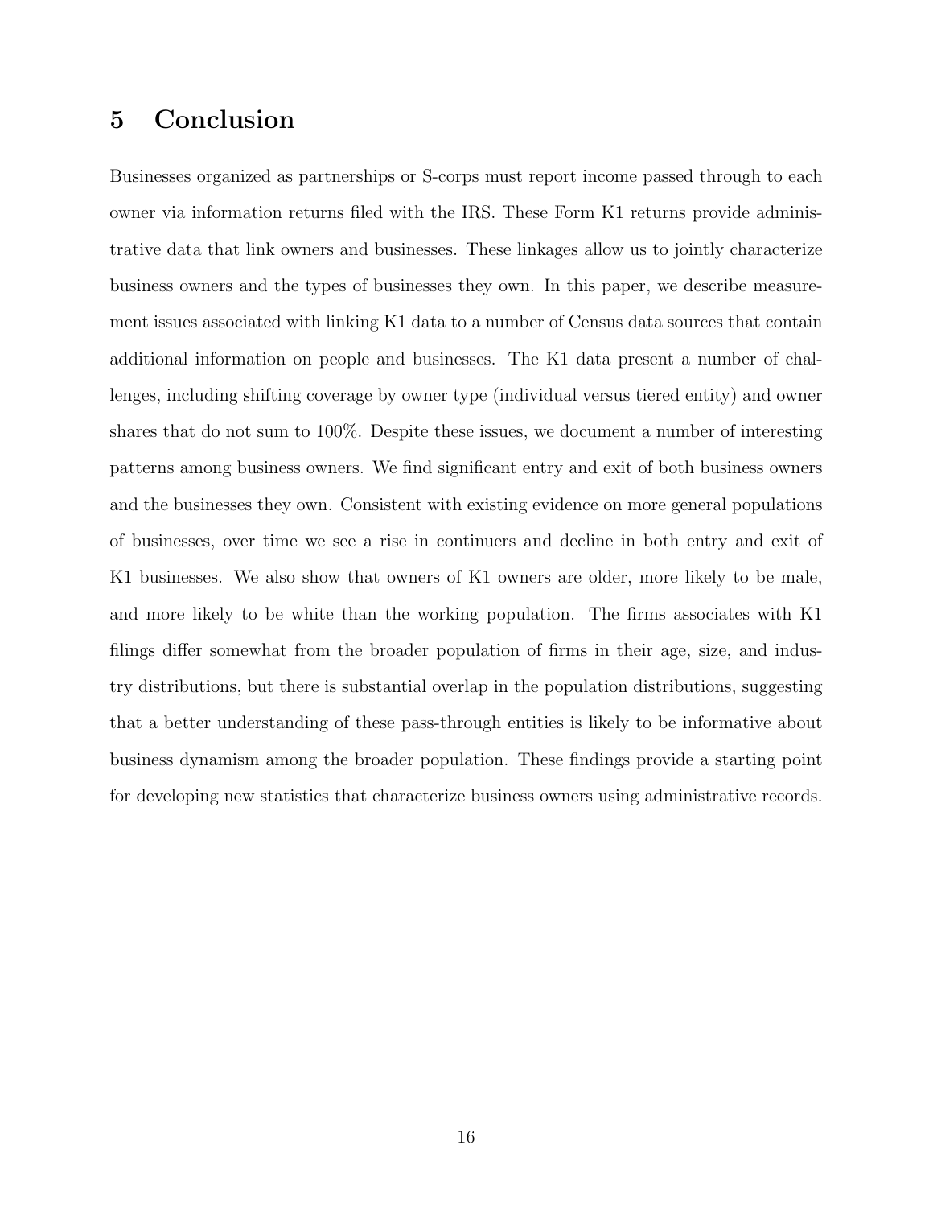## 5 Conclusion

Businesses organized as partnerships or S-corps must report income passed through to each owner via information returns filed with the IRS. These Form K1 returns provide administrative data that link owners and businesses. These linkages allow us to jointly characterize business owners and the types of businesses they own. In this paper, we describe measurement issues associated with linking K1 data to a number of Census data sources that contain additional information on people and businesses. The K1 data present a number of challenges, including shifting coverage by owner type (individual versus tiered entity) and owner shares that do not sum to 100%. Despite these issues, we document a number of interesting patterns among business owners. We find significant entry and exit of both business owners and the businesses they own. Consistent with existing evidence on more general populations of businesses, over time we see a rise in continuers and decline in both entry and exit of K1 businesses. We also show that owners of K1 owners are older, more likely to be male, and more likely to be white than the working population. The firms associates with K1 filings differ somewhat from the broader population of firms in their age, size, and industry distributions, but there is substantial overlap in the population distributions, suggesting that a better understanding of these pass-through entities is likely to be informative about business dynamism among the broader population. These findings provide a starting point for developing new statistics that characterize business owners using administrative records.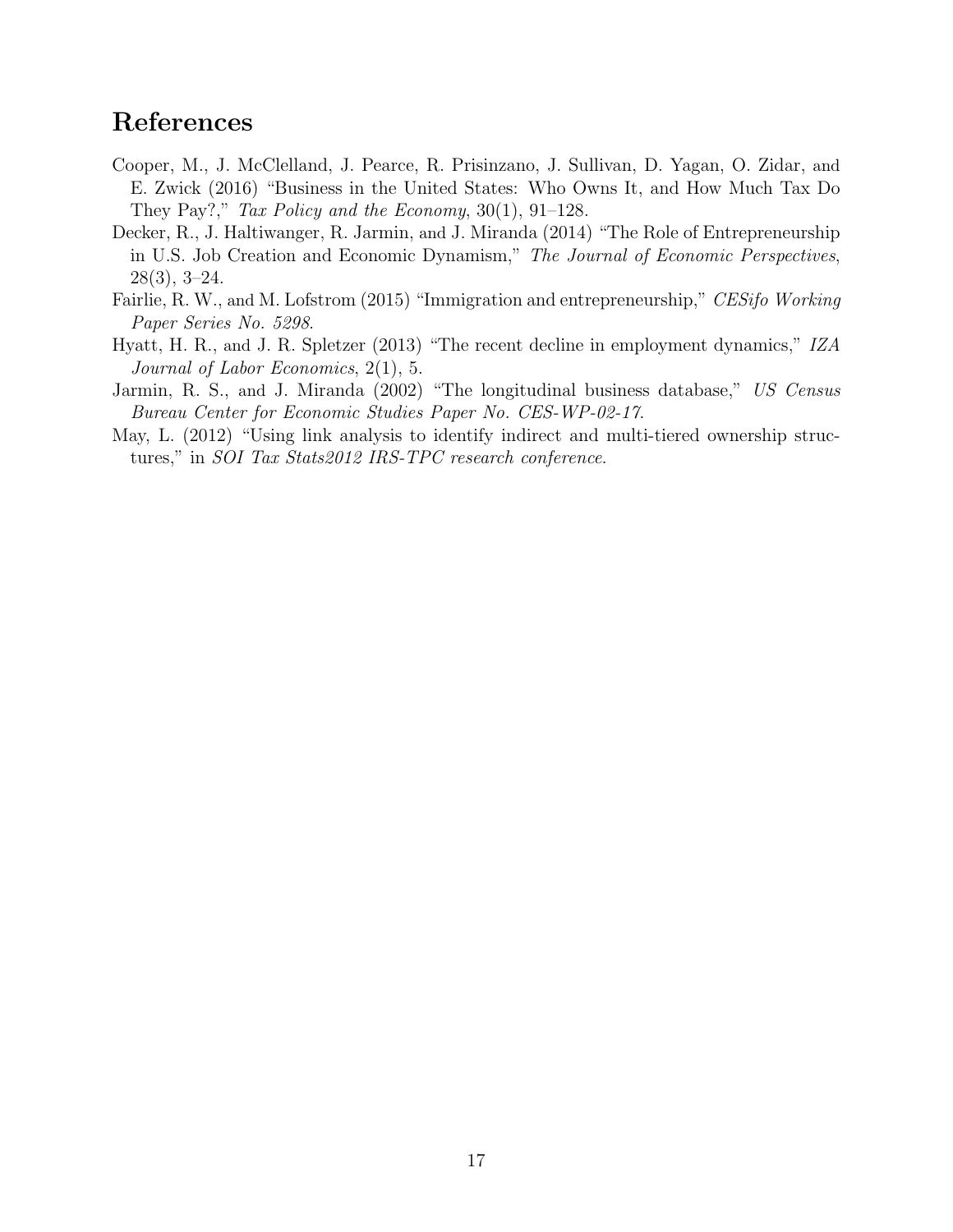# References

Cooper, M., J. McClelland, J. Pearce, R. Prisinzano, J. Sullivan, D. Yagan, O. Zidar, and E. Zwick (2016) "Business in the United States: Who Owns It, and How Much Tax Do They Pay?," *Tax Policy and the Economy*, 30(1), 91–128.

Decker, R., J. Haltiwanger, R. Jarmin, and J. Miranda (2014) "The Role of Entrepreneurship in U.S. Job Creation and Economic Dynamism," *The Journal of Economic Perspectives*, 28(3), 3–24.

Fairlie, R. W., and M. Lofstrom (2015) "Immigration and entrepreneurship," *CESifo Working Paper Series No. 5298*.

Hyatt, H. R., and J. R. Spletzer (2013) "The recent decline in employment dynamics," *IZA Journal of Labor Economics*, 2(1), 5.

Jarmin, R. S., and J. Miranda (2002) "The longitudinal business database," *US Census Bureau Center for Economic Studies Paper No. CES-WP-02-17*.

May, L. (2012) "Using link analysis to identify indirect and multi-tiered ownership structures," in *SOI Tax Stats2012 IRS-TPC research conference*.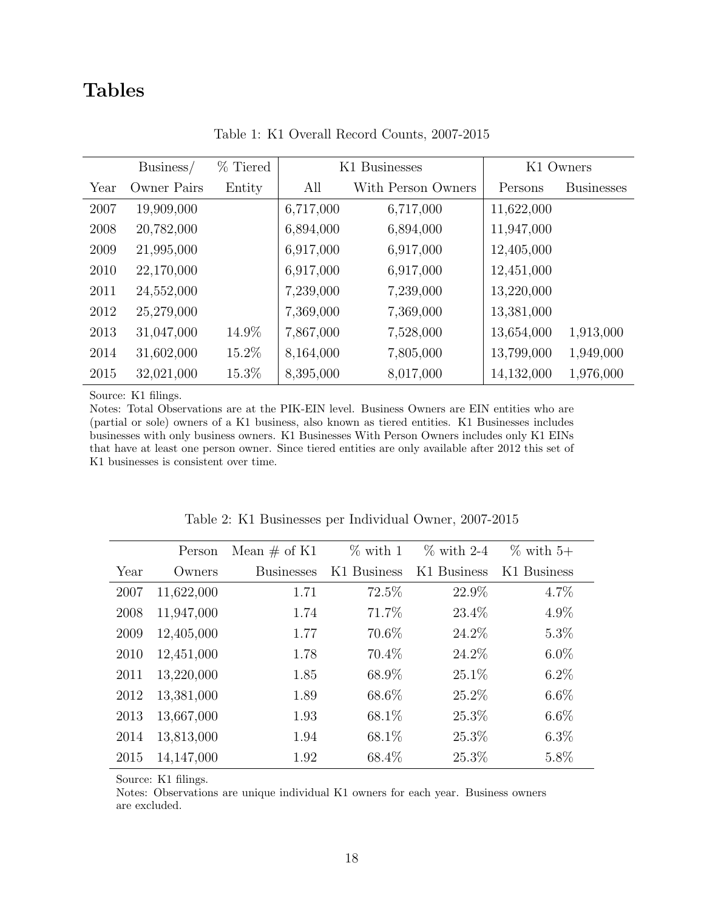# Tables

Table 1: K1 Overall Record Counts, 2007-2015

| | Business/ | % Tiered | K1 Businesses | | K1 Owners | |
|---|---|---|---|---|---|---|
| Year | Owner Pairs | Entity | All | With Person Owners | Persons | Businesses |
| 2007 | 19,909,000 | | 6,717,000 | 6,717,000 | 11,622,000 | |
| 2008 | 20,782,000 | | 6,894,000 | 6,894,000 | 11,947,000 | |
| 2009 | 21,995,000 | | 6,917,000 | 6,917,000 | 12,405,000 | |
| 2010 | 22,170,000 | | 6,917,000 | 6,917,000 | 12,451,000 | |
| 2011 | 24,552,000 | | 7,239,000 | 7,239,000 | 13,220,000 | |
| 2012 | 25,279,000 | | 7,369,000 | 7,369,000 | 13,381,000 | |
| 2013 | 31,047,000 | 14.9% | 7,867,000 | 7,528,000 | 13,654,000 | 1,913,000 |
| 2014 | 31,602,000 | 15.2% | 8,164,000 | 7,805,000 | 13,799,000 | 1,949,000 |
| 2015 | 32,021,000 | 15.3% | 8,395,000 | 8,017,000 | 14,132,000 | 1,976,000 |

Source: K1 filings.
Notes: Total Observations are at the PIK-EIN level. Business Owners are EIN entities who are (partial or sole) owners of a K1 business, also known as tiered entities. K1 Businesses includes businesses with only business owners. K1 Businesses With Person Owners includes only K1 EINs that have at least one person owner. Since tiered entities are only available after 2012 this set of K1 businesses is consistent over time.

Table 2: K1 Businesses per Individual Owner, 2007-2015

| Year | Person Owners | Mean # of K1 Businesses | % with 1 K1 Business | % with 2-4 K1 Business | % with 5+ K1 Business |
|---|---|---|---|---|---|
| 2007 | 11,622,000 | 1.71 | 72.5% | 22.9% | 4.7% |
| 2008 | 11,947,000 | 1.74 | 71.7% | 23.4% | 4.9% |
| 2009 | 12,405,000 | 1.77 | 70.6% | 24.2% | 5.3% |
| 2010 | 12,451,000 | 1.78 | 70.4% | 24.2% | 6.0% |
| 2011 | 13,220,000 | 1.85 | 68.9% | 25.1% | 6.2% |
| 2012 | 13,381,000 | 1.89 | 68.6% | 25.2% | 6.6% |
| 2013 | 13,667,000 | 1.93 | 68.1% | 25.3% | 6.6% |
| 2014 | 13,813,000 | 1.94 | 68.1% | 25.3% | 6.3% |
| 2015 | 14,147,000 | 1.92 | 68.4% | 25.3% | 5.8% |

Source: K1 filings.
Notes: Observations are unique individual K1 owners for each year. Business owners are excluded.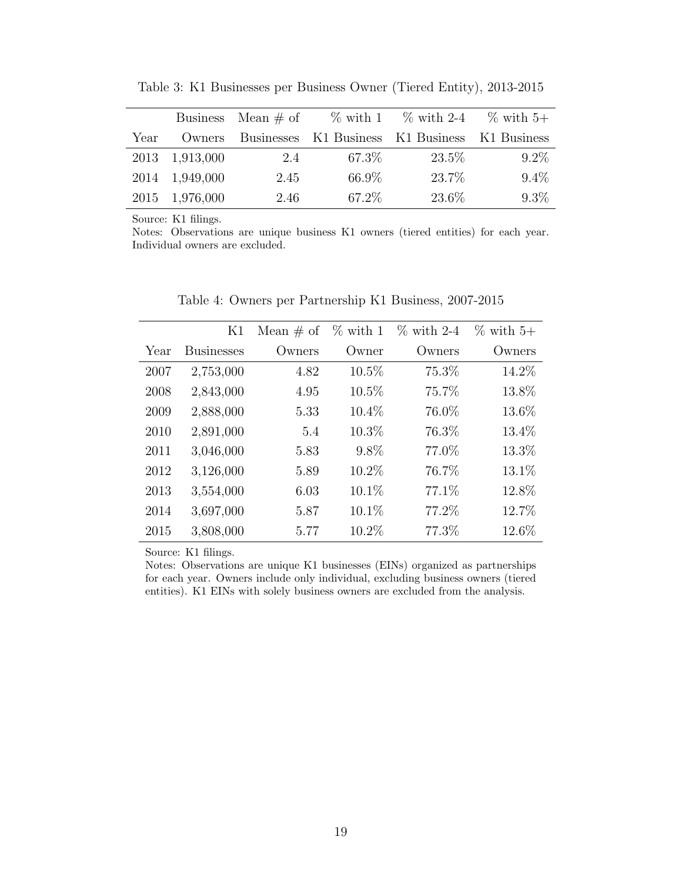Table 3: K1 Businesses per Business Owner (Tiered Entity), 2013-2015

| Year | Business Owners | Mean # of Businesses | % with 1 K1 Business | % with 2-4 K1 Business | % with 5+ K1 Business |
|---|---|---|---|---|---|
| 2013 | 1,913,000 | 2.4 | 67.3% | 23.5% | 9.2% |
| 2014 | 1,949,000 | 2.45 | 66.9% | 23.7% | 9.4% |
| 2015 | 1,976,000 | 2.46 | 67.2% | 23.6% | 9.3% |

Source: K1 filings.
Notes: Observations are unique business K1 owners (tiered entities) for each year. Individual owners are excluded.

Table 4: Owners per Partnership K1 Business, 2007-2015

| Year | K1 Businesses | Mean # of Owners | % with 1 Owner | % with 2-4 Owners | % with 5+ Owners |
|---|---|---|---|---|---|
| 2007 | 2,753,000 | 4.82 | 10.5% | 75.3% | 14.2% |
| 2008 | 2,843,000 | 4.95 | 10.5% | 75.7% | 13.8% |
| 2009 | 2,888,000 | 5.33 | 10.4% | 76.0% | 13.6% |
| 2010 | 2,891,000 | 5.4 | 10.3% | 76.3% | 13.4% |
| 2011 | 3,046,000 | 5.83 | 9.8% | 77.0% | 13.3% |
| 2012 | 3,126,000 | 5.89 | 10.2% | 76.7% | 13.1% |
| 2013 | 3,554,000 | 6.03 | 10.1% | 77.1% | 12.8% |
| 2014 | 3,697,000 | 5.87 | 10.1% | 77.2% | 12.7% |
| 2015 | 3,808,000 | 5.77 | 10.2% | 77.3% | 12.6% |

Source: K1 filings.
Notes: Observations are unique K1 businesses (EINs) organized as partnerships for each year. Owners include only individual, excluding business owners (tiered entities). K1 EINs with solely business owners are excluded from the analysis.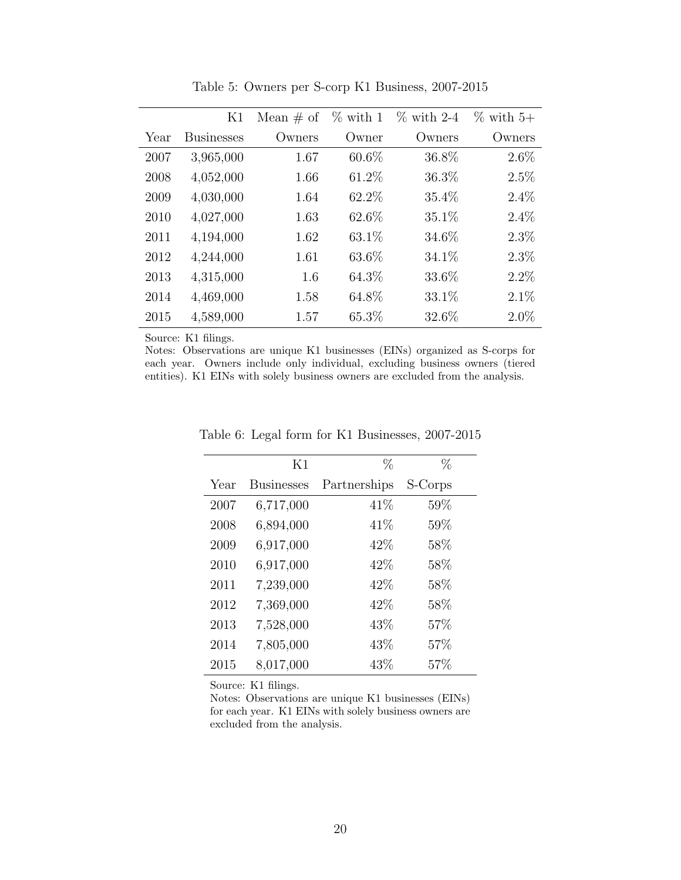Table 5: Owners per S-corp K1 Business, 2007-2015

| Year | K1 Businesses | Mean # of Owners | % with 1 Owner | % with 2-4 Owners | % with 5+ Owners |
|---|---|---|---|---|---|
| 2007 | 3,965,000 | 1.67 | 60.6% | 36.8% | 2.6% |
| 2008 | 4,052,000 | 1.66 | 61.2% | 36.3% | 2.5% |
| 2009 | 4,030,000 | 1.64 | 62.2% | 35.4% | 2.4% |
| 2010 | 4,027,000 | 1.63 | 62.6% | 35.1% | 2.4% |
| 2011 | 4,194,000 | 1.62 | 63.1% | 34.6% | 2.3% |
| 2012 | 4,244,000 | 1.61 | 63.6% | 34.1% | 2.3% |
| 2013 | 4,315,000 | 1.6 | 64.3% | 33.6% | 2.2% |
| 2014 | 4,469,000 | 1.58 | 64.8% | 33.1% | 2.1% |
| 2015 | 4,589,000 | 1.57 | 65.3% | 32.6% | 2.0% |

Source: K1 filings.
Notes: Observations are unique K1 businesses (EINs) organized as S-corps for each year. Owners include only individual, excluding business owners (tiered entities). K1 EINs with solely business owners are excluded from the analysis.

Table 6: Legal form for K1 Businesses, 2007-2015

| Year | K1 Businesses | % Partnerships | % S-Corps |
|---|---|---|---|
| 2007 | 6,717,000 | 41% | 59% |
| 2008 | 6,894,000 | 41% | 59% |
| 2009 | 6,917,000 | 42% | 58% |
| 2010 | 6,917,000 | 42% | 58% |
| 2011 | 7,239,000 | 42% | 58% |
| 2012 | 7,369,000 | 42% | 58% |
| 2013 | 7,528,000 | 43% | 57% |
| 2014 | 7,805,000 | 43% | 57% |
| 2015 | 8,017,000 | 43% | 57% |

Source: K1 filings.
Notes: Observations are unique K1 businesses (EINs) for each year. K1 EINs with solely business owners are excluded from the analysis.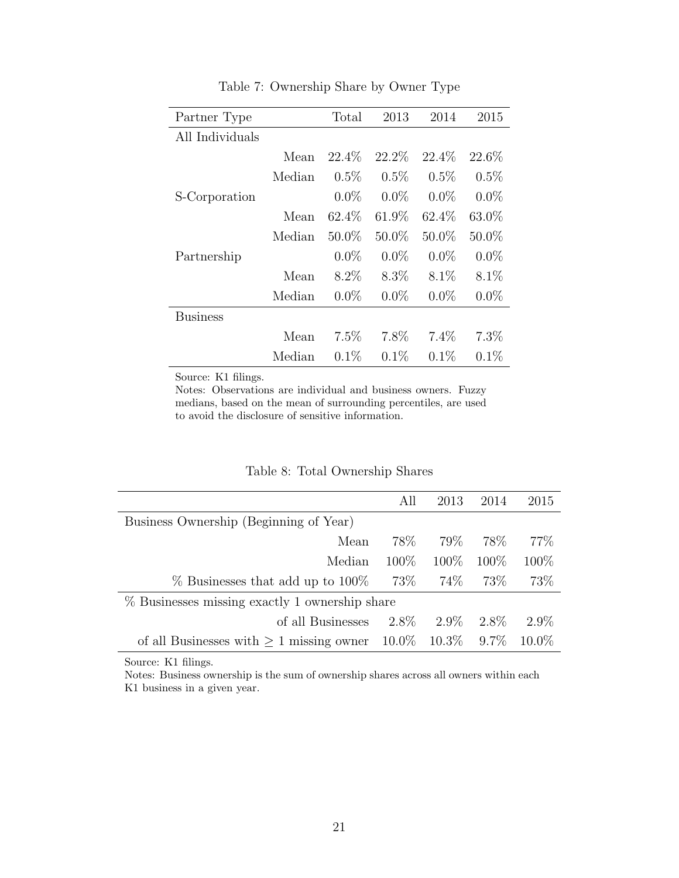Table 7: Ownership Share by Owner Type

| Partner Type | | Total | 2013 | 2014 | 2015 |
|---|---|---|---|---|---|
| All Individuals | | | | | |
| | Mean | 22.4% | 22.2% | 22.4% | 22.6% |
| | Median | 0.5% | 0.5% | 0.5% | 0.5% |
| S-Corporation | | 0.0% | 0.0% | 0.0% | 0.0% |
| | Mean | 62.4% | 61.9% | 62.4% | 63.0% |
| | Median | 50.0% | 50.0% | 50.0% | 50.0% |
| Partnership | | 0.0% | 0.0% | 0.0% | 0.0% |
| | Mean | 8.2% | 8.3% | 8.1% | 8.1% |
| | Median | 0.0% | 0.0% | 0.0% | 0.0% |
| Business | | | | | |
| | Mean | 7.5% | 7.8% | 7.4% | 7.3% |
| | Median | 0.1% | 0.1% | 0.1% | 0.1% |

Source: K1 filings.
Notes: Observations are individual and business owners. Fuzzy medians, based on the mean of surrounding percentiles, are used to avoid the disclosure of sensitive information.

Table 8: Total Ownership Shares

| | All | 2013 | 2014 | 2015 |
|---|---|---|---|---|
| Business Ownership (Beginning of Year) | | | | |
| Mean | 78% | 79% | 78% | 77% |
| Median | 100% | 100% | 100% | 100% |
| % Businesses that add up to 100% | 73% | 74% | 73% | 73% |
| % Businesses missing exactly 1 ownership share | | | | |
| of all Businesses | 2.8% | 2.9% | 2.8% | 2.9% |
| of all Businesses with $\geq$ 1 missing owner | 10.0% | 10.3% | 9.7% | 10.0% |

Source: K1 filings.
Notes: Business ownership is the sum of ownership shares across all owners within each K1 business in a given year.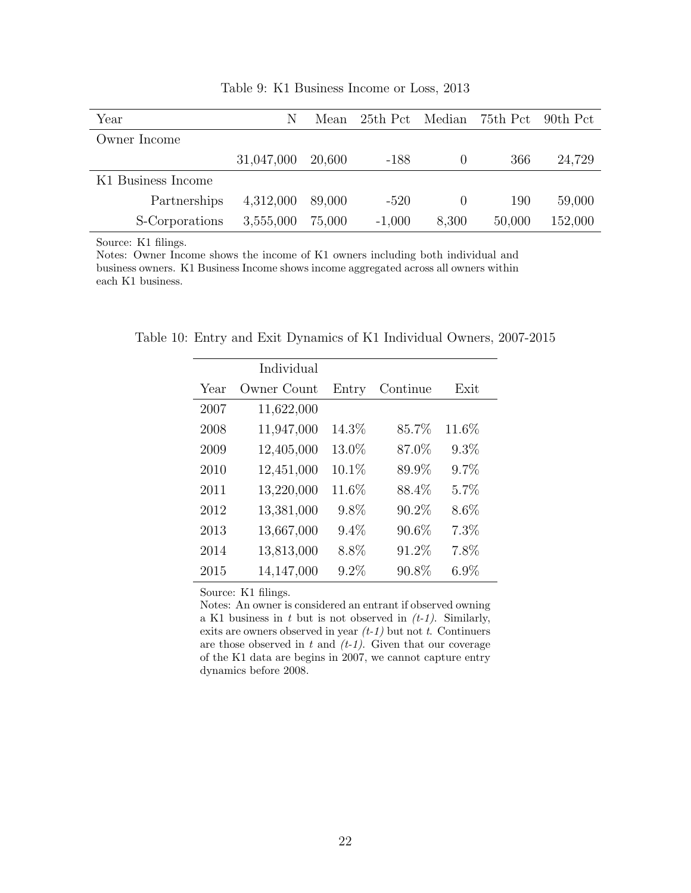Table 9: K1 Business Income or Loss, 2013

| Year | N | Mean | 25th Pct | Median | 75th Pct | 90th Pct |
|---|---|---|---|---|---|---|
| Owner Income | | | | | | |
| | 31,047,000 | 20,600 | -188 | 0 | 366 | 24,729 |
| K1 Business Income | | | | | | |
| Partnerships | 4,312,000 | 89,000 | -520 | 0 | 190 | 59,000 |
| S-Corporations | 3,555,000 | 75,000 | -1,000 | 8,300 | 50,000 | 152,000 |

Source: K1 filings.
Notes: Owner Income shows the income of K1 owners including both individual and business owners. K1 Business Income shows income aggregated across all owners within each K1 business.

Table 10: Entry and Exit Dynamics of K1 Individual Owners, 2007-2015

| Year | Individual Owner Count | Entry | Continue | Exit |
|---|---|---|---|---|
| 2007 | 11,622,000 | | | |
| 2008 | 11,947,000 | 14.3% | 85.7% | 11.6% |
| 2009 | 12,405,000 | 13.0% | 87.0% | 9.3% |
| 2010 | 12,451,000 | 10.1% | 89.9% | 9.7% |
| 2011 | 13,220,000 | 11.6% | 88.4% | 5.7% |
| 2012 | 13,381,000 | 9.8% | 90.2% | 8.6% |
| 2013 | 13,667,000 | 9.4% | 90.6% | 7.3% |
| 2014 | 13,813,000 | 8.8% | 91.2% | 7.8% |
| 2015 | 14,147,000 | 9.2% | 90.8% | 6.9% |

Source: K1 filings.
Notes: An owner is considered an entrant if observed owning a K1 business in $t$ but is not observed in *(t-1)*. Similarly, exits are owners observed in year *(t-1)* but not $t$. Continuers are those observed in $t$ and *(t-1)*. Given that our coverage of the K1 data are begins in 2007, we cannot capture entry dynamics before 2008.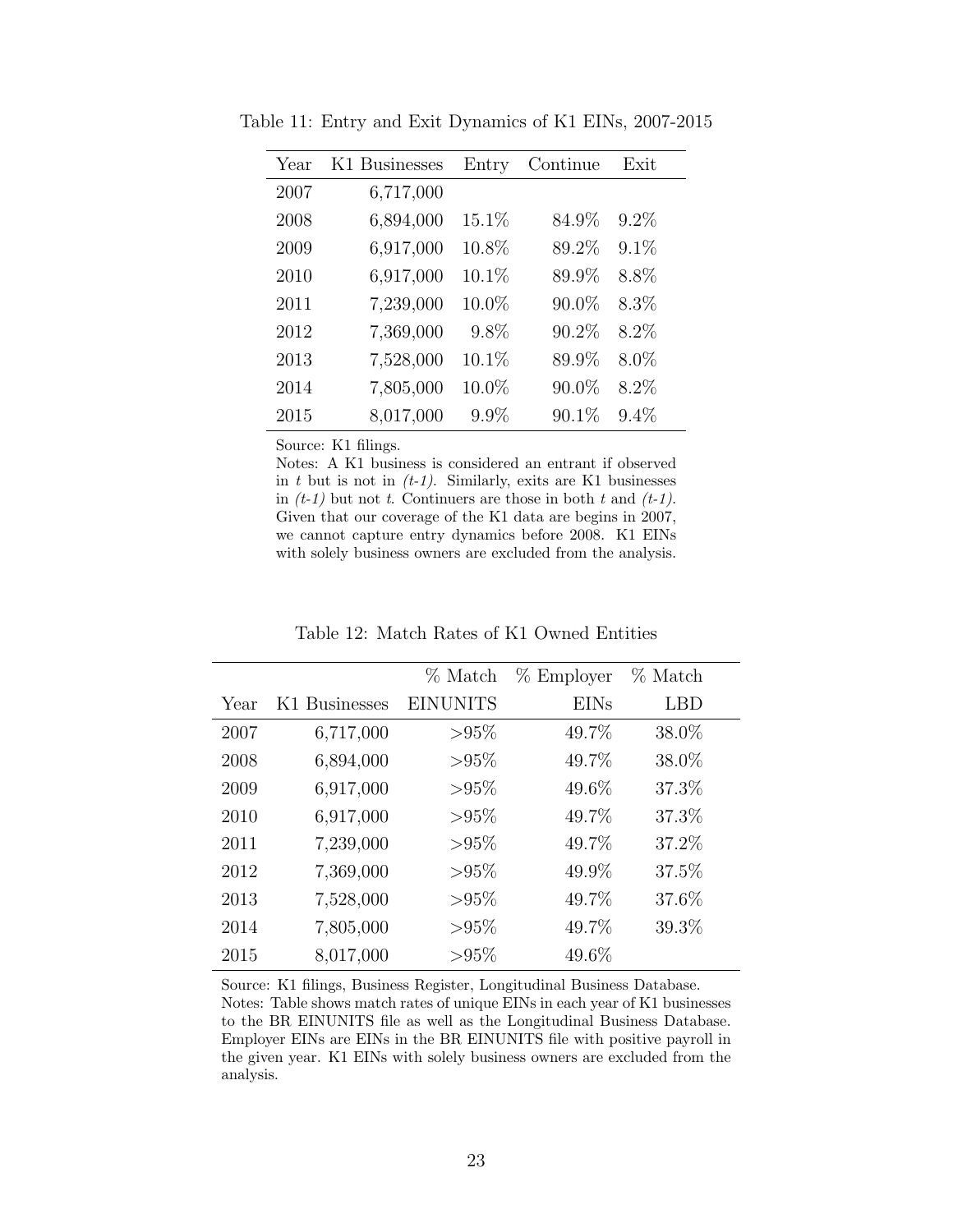Table 11: Entry and Exit Dynamics of K1 EINs, 2007-2015

| Year | K1 Businesses | Entry | Continue | Exit |
|---|---|---|---|---|
| 2007 | 6,717,000 | | | |
| 2008 | 6,894,000 | 15.1% | 84.9% | 9.2% |
| 2009 | 6,917,000 | 10.8% | 89.2% | 9.1% |
| 2010 | 6,917,000 | 10.1% | 89.9% | 8.8% |
| 2011 | 7,239,000 | 10.0% | 90.0% | 8.3% |
| 2012 | 7,369,000 | 9.8% | 90.2% | 8.2% |
| 2013 | 7,528,000 | 10.1% | 89.9% | 8.0% |
| 2014 | 7,805,000 | 10.0% | 90.0% | 8.2% |
| 2015 | 8,017,000 | 9.9% | 90.1% | 9.4% |

Source: K1 filings.
Notes: A K1 business is considered an entrant if observed in *t* but is not in *(t-1)*. Similarly, exits are K1 businesses in *(t-1)* but not *t*. Continuers are those in both *t* and *(t-1)*. Given that our coverage of the K1 data are begins in 2007, we cannot capture entry dynamics before 2008. K1 EINs with solely business owners are excluded from the analysis.

Table 12: Match Rates of K1 Owned Entities

| Year | K1 Businesses | % Match EINUNITS | % Employer EINs | % Match LBD |
|---|---|---|---|---|
| 2007 | 6,717,000 | >95% | 49.7% | 38.0% |
| 2008 | 6,894,000 | >95% | 49.7% | 38.0% |
| 2009 | 6,917,000 | >95% | 49.6% | 37.3% |
| 2010 | 6,917,000 | >95% | 49.7% | 37.3% |
| 2011 | 7,239,000 | >95% | 49.7% | 37.2% |
| 2012 | 7,369,000 | >95% | 49.9% | 37.5% |
| 2013 | 7,528,000 | >95% | 49.7% | 37.6% |
| 2014 | 7,805,000 | >95% | 49.7% | 39.3% |
| 2015 | 8,017,000 | >95% | 49.6% | |

Source: K1 filings, Business Register, Longitudinal Business Database.
Notes: Table shows match rates of unique EINs in each year of K1 businesses to the BR EINUNITS file as well as the Longitudinal Business Database. Employer EINs are EINs in the BR EINUNITS file with positive payroll in the given year. K1 EINs with solely business owners are excluded from the analysis.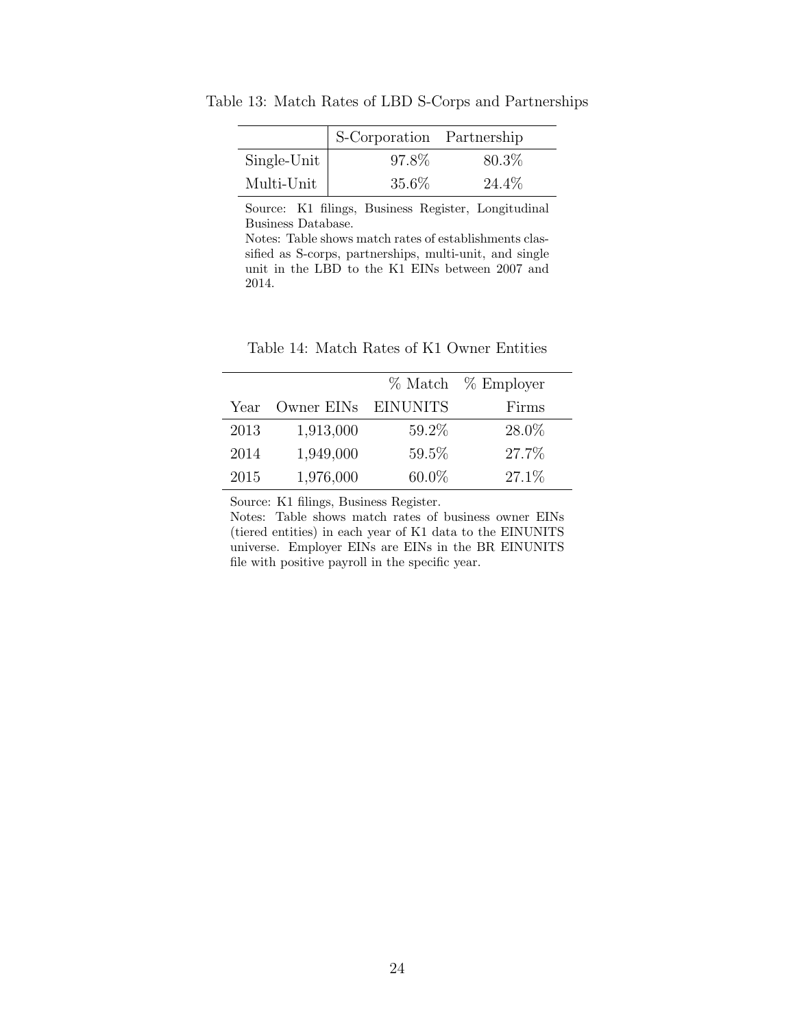Table 13: Match Rates of LBD S-Corps and Partnerships

| | S-Corporation | Partnership |
|---|---|---|
| Single-Unit | 97.8% | 80.3% |
| Multi-Unit | 35.6% | 24.4% |

Source: K1 filings, Business Register, Longitudinal Business Database.
Notes: Table shows match rates of establishments classified as S-corps, partnerships, multi-unit, and single unit in the LBD to the K1 EINs between 2007 and 2014.

Table 14: Match Rates of K1 Owner Entities

| Year | Owner EINs | % Match EINUNITS | % Employer Firms |
|---|---|---|---|
| 2013 | 1,913,000 | 59.2% | 28.0% |
| 2014 | 1,949,000 | 59.5% | 27.7% |
| 2015 | 1,976,000 | 60.0% | 27.1% |

Source: K1 filings, Business Register.
Notes: Table shows match rates of business owner EINs (tiered entities) in each year of K1 data to the EINUNITS universe. Employer EINs are EINs in the BR EINUNITS file with positive payroll in the specific year.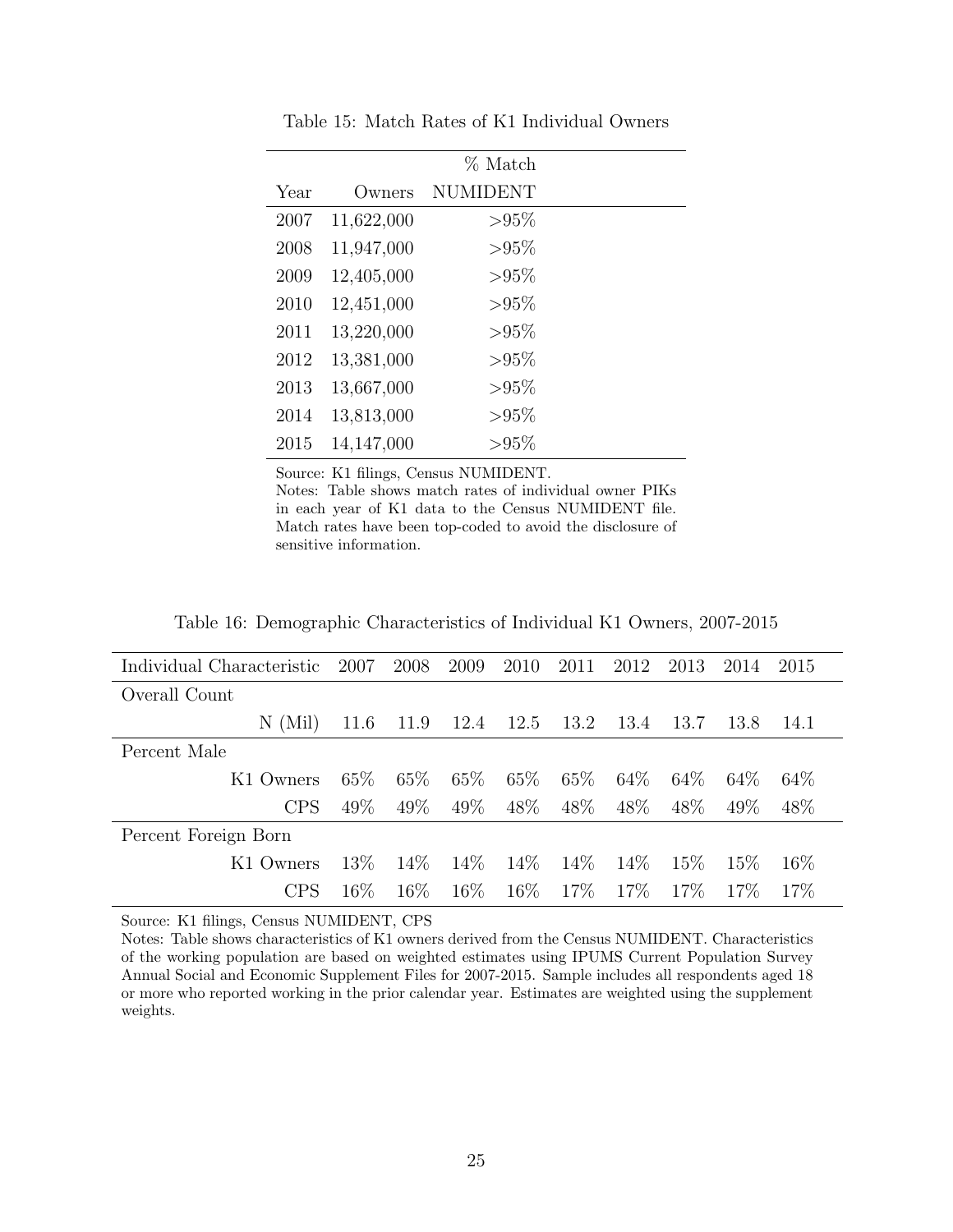Table 15: Match Rates of K1 Individual Owners

| Year | Owners | % Match NUMIDENT |
|---|---|---|
| 2007 | 11,622,000 | >95% |
| 2008 | 11,947,000 | >95% |
| 2009 | 12,405,000 | >95% |
| 2010 | 12,451,000 | >95% |
| 2011 | 13,220,000 | >95% |
| 2012 | 13,381,000 | >95% |
| 2013 | 13,667,000 | >95% |
| 2014 | 13,813,000 | >95% |
| 2015 | 14,147,000 | >95% |

Source: K1 filings, Census NUMIDENT.
Notes: Table shows match rates of individual owner PIKs in each year of K1 data to the Census NUMIDENT file. Match rates have been top-coded to avoid the disclosure of sensitive information.

Table 16: Demographic Characteristics of Individual K1 Owners, 2007-2015

| Individual Characteristic | 2007 | 2008 | 2009 | 2010 | 2011 | 2012 | 2013 | 2014 | 2015 |
|---|---|---|---|---|---|---|---|---|---|
| Overall Count | | | | | | | | | |
| N (Mil) | 11.6 | 11.9 | 12.4 | 12.5 | 13.2 | 13.4 | 13.7 | 13.8 | 14.1 |
| Percent Male | | | | | | | | | |
| K1 Owners | 65% | 65% | 65% | 65% | 65% | 64% | 64% | 64% | 64% |
| CPS | 49% | 49% | 49% | 48% | 48% | 48% | 48% | 49% | 48% |
| Percent Foreign Born | | | | | | | | | |
| K1 Owners | 13% | 14% | 14% | 14% | 14% | 14% | 15% | 15% | 16% |
| CPS | 16% | 16% | 16% | 16% | 17% | 17% | 17% | 17% | 17% |

Source: K1 filings, Census NUMIDENT, CPS
Notes: Table shows characteristics of K1 owners derived from the Census NUMIDENT. Characteristics of the working population are based on weighted estimates using IPUMS Current Population Survey Annual Social and Economic Supplement Files for 2007-2015. Sample includes all respondents aged 18 or more who reported working in the prior calendar year. Estimates are weighted using the supplement weights.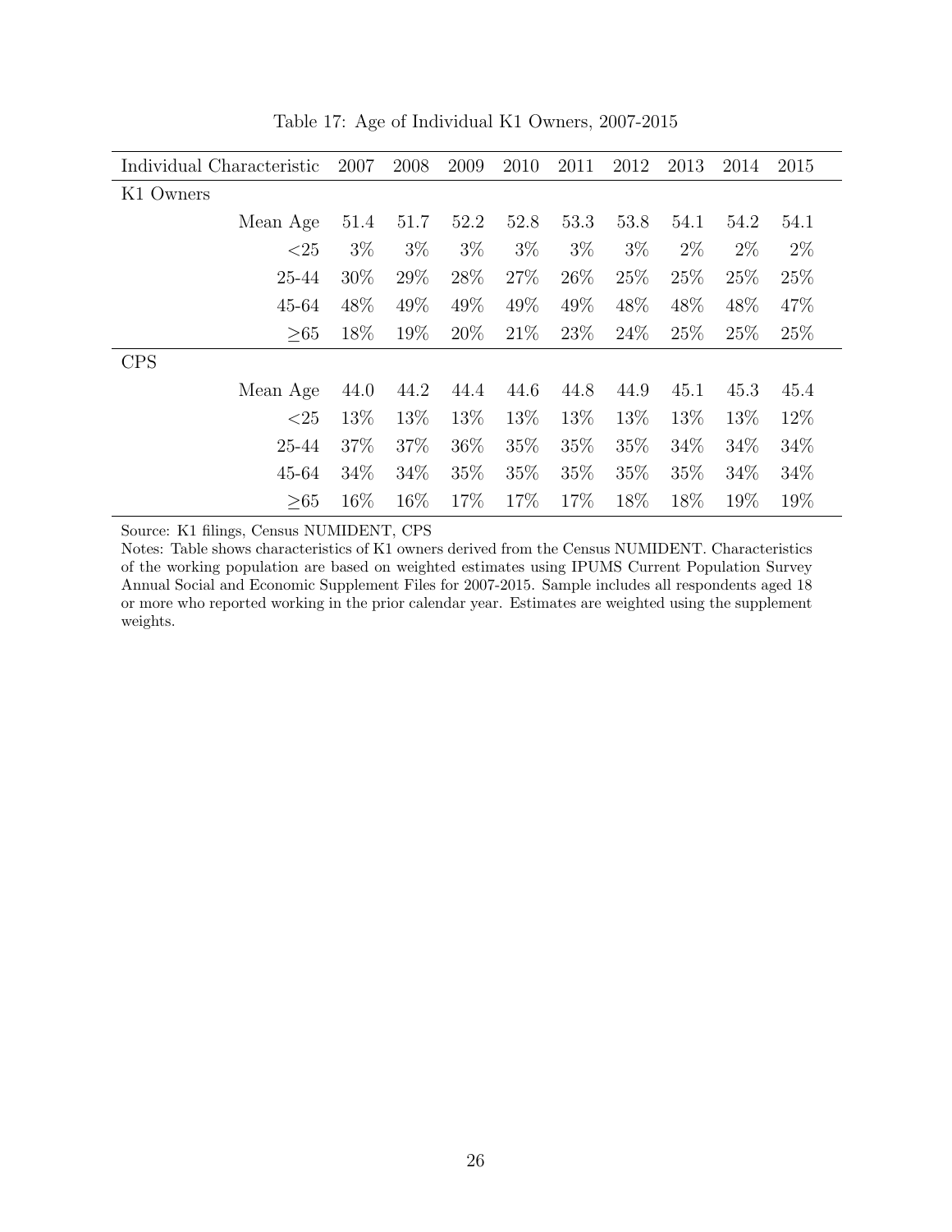Table 17: Age of Individual K1 Owners, 2007-2015

| Individual Characteristic | 2007 | 2008 | 2009 | 2010 | 2011 | 2012 | 2013 | 2014 | 2015 |
|---|---|---|---|---|---|---|---|---|---|
| K1 Owners | | | | | | | | | |
| Mean Age | 51.4 | 51.7 | 52.2 | 52.8 | 53.3 | 53.8 | 54.1 | 54.2 | 54.1 |
| <25 | 3% | 3% | 3% | 3% | 3% | 3% | 2% | 2% | 2% |
| 25-44 | 30% | 29% | 28% | 27% | 26% | 25% | 25% | 25% | 25% |
| 45-64 | 48% | 49% | 49% | 49% | 49% | 48% | 48% | 48% | 47% |
| ≥65 | 18% | 19% | 20% | 21% | 23% | 24% | 25% | 25% | 25% |
| CPS | | | | | | | | | |
| Mean Age | 44.0 | 44.2 | 44.4 | 44.6 | 44.8 | 44.9 | 45.1 | 45.3 | 45.4 |
| <25 | 13% | 13% | 13% | 13% | 13% | 13% | 13% | 13% | 12% |
| 25-44 | 37% | 37% | 36% | 35% | 35% | 35% | 34% | 34% | 34% |
| 45-64 | 34% | 34% | 35% | 35% | 35% | 35% | 35% | 34% | 34% |
| ≥65 | 16% | 16% | 17% | 17% | 17% | 18% | 18% | 19% | 19% |

Source: K1 filings, Census NUMIDENT, CPS

Notes: Table shows characteristics of K1 owners derived from the Census NUMIDENT. Characteristics of the working population are based on weighted estimates using IPUMS Current Population Survey Annual Social and Economic Supplement Files for 2007-2015. Sample includes all respondents aged 18 or more who reported working in the prior calendar year. Estimates are weighted using the supplement weights.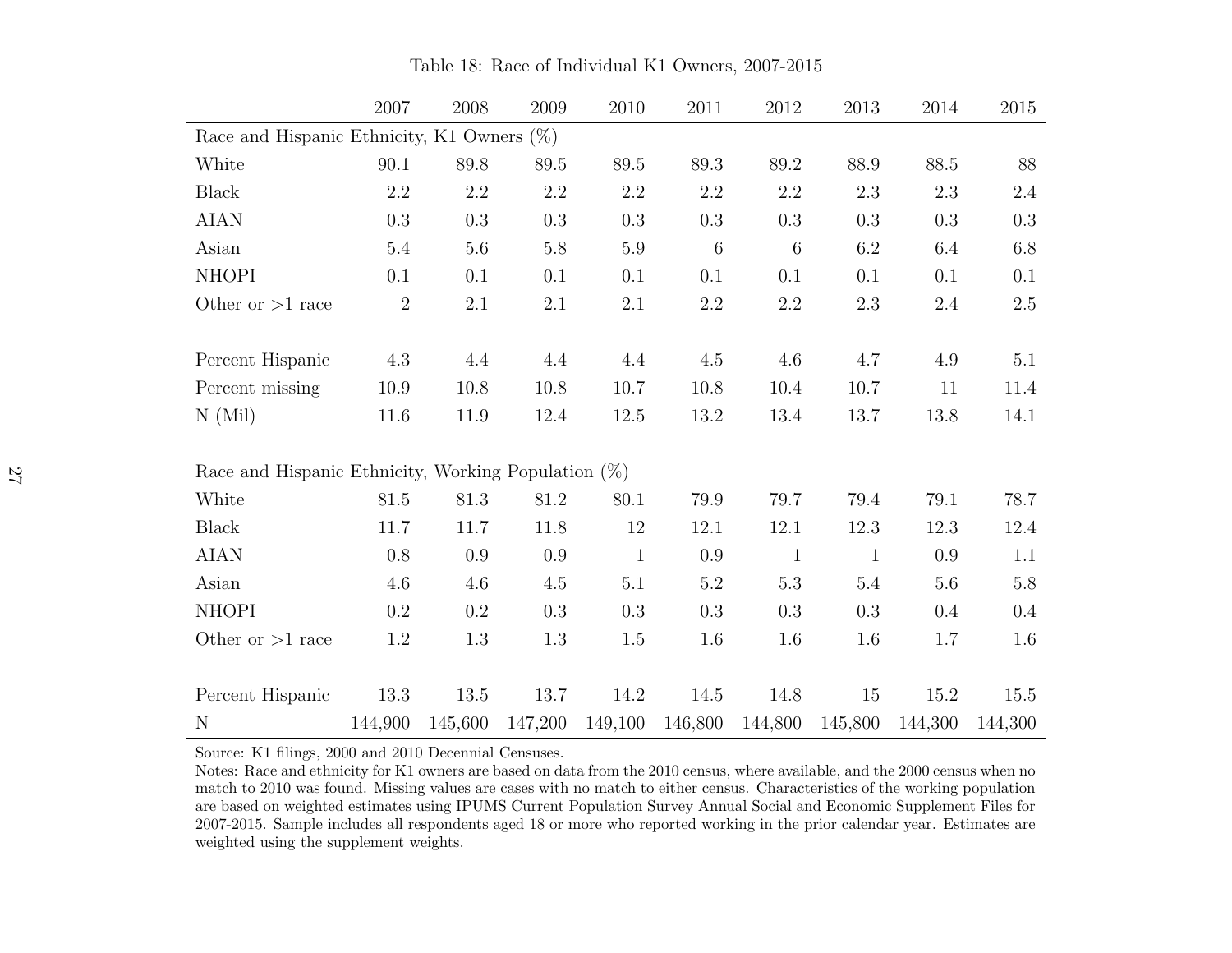Table 18: Race of Individual K1 Owners, 2007-2015

| | 2007 | 2008 | 2009 | 2010 | 2011 | 2012 | 2013 | 2014 | 2015 |
|---|---|---|---|---|---|---|---|---|---|
| Race and Hispanic Ethnicity, K1 Owners (%) | | | | | | | | | |
| White | 90.1 | 89.8 | 89.5 | 89.5 | 89.3 | 89.2 | 88.9 | 88.5 | 88 |
| Black | 2.2 | 2.2 | 2.2 | 2.2 | 2.2 | 2.2 | 2.3 | 2.3 | 2.4 |
| AIAN | 0.3 | 0.3 | 0.3 | 0.3 | 0.3 | 0.3 | 0.3 | 0.3 | 0.3 |
| Asian | 5.4 | 5.6 | 5.8 | 5.9 | 6 | 6 | 6.2 | 6.4 | 6.8 |
| NHOPI | 0.1 | 0.1 | 0.1 | 0.1 | 0.1 | 0.1 | 0.1 | 0.1 | 0.1 |
| Other or >1 race | 2 | 2.1 | 2.1 | 2.1 | 2.2 | 2.2 | 2.3 | 2.4 | 2.5 |
| | | | | | | | | | |
| Percent Hispanic | 4.3 | 4.4 | 4.4 | 4.4 | 4.5 | 4.6 | 4.7 | 4.9 | 5.1 |
| Percent missing | 10.9 | 10.8 | 10.8 | 10.7 | 10.8 | 10.4 | 10.7 | 11 | 11.4 |
| N (Mil) | 11.6 | 11.9 | 12.4 | 12.5 | 13.2 | 13.4 | 13.7 | 13.8 | 14.1 |
| | | | | | | | | | |
| Race and Hispanic Ethnicity, Working Population (%) | | | | | | | | | |
| White | 81.5 | 81.3 | 81.2 | 80.1 | 79.9 | 79.7 | 79.4 | 79.1 | 78.7 |
| Black | 11.7 | 11.7 | 11.8 | 12 | 12.1 | 12.1 | 12.3 | 12.3 | 12.4 |
| AIAN | 0.8 | 0.9 | 0.9 | 1 | 0.9 | 1 | 1 | 0.9 | 1.1 |
| Asian | 4.6 | 4.6 | 4.5 | 5.1 | 5.2 | 5.3 | 5.4 | 5.6 | 5.8 |
| NHOPI | 0.2 | 0.2 | 0.3 | 0.3 | 0.3 | 0.3 | 0.3 | 0.4 | 0.4 |
| Other or >1 race | 1.2 | 1.3 | 1.3 | 1.5 | 1.6 | 1.6 | 1.6 | 1.7 | 1.6 |
| | | | | | | | | | |
| Percent Hispanic | 13.3 | 13.5 | 13.7 | 14.2 | 14.5 | 14.8 | 15 | 15.2 | 15.5 |
| N | 144,900 | 145,600 | 147,200 | 149,100 | 146,800 | 144,800 | 145,800 | 144,300 | 144,300 |

Source: K1 filings, 2000 and 2010 Decennial Censuses.
Notes: Race and ethnicity for K1 owners are based on data from the 2010 census, where available, and the 2000 census when no match to 2010 was found. Missing values are cases with no match to either census. Characteristics of the working population are based on weighted estimates using IPUMS Current Population Survey Annual Social and Economic Supplement Files for 2007-2015. Sample includes all respondents aged 18 or more who reported working in the prior calendar year. Estimates are weighted using the supplement weights.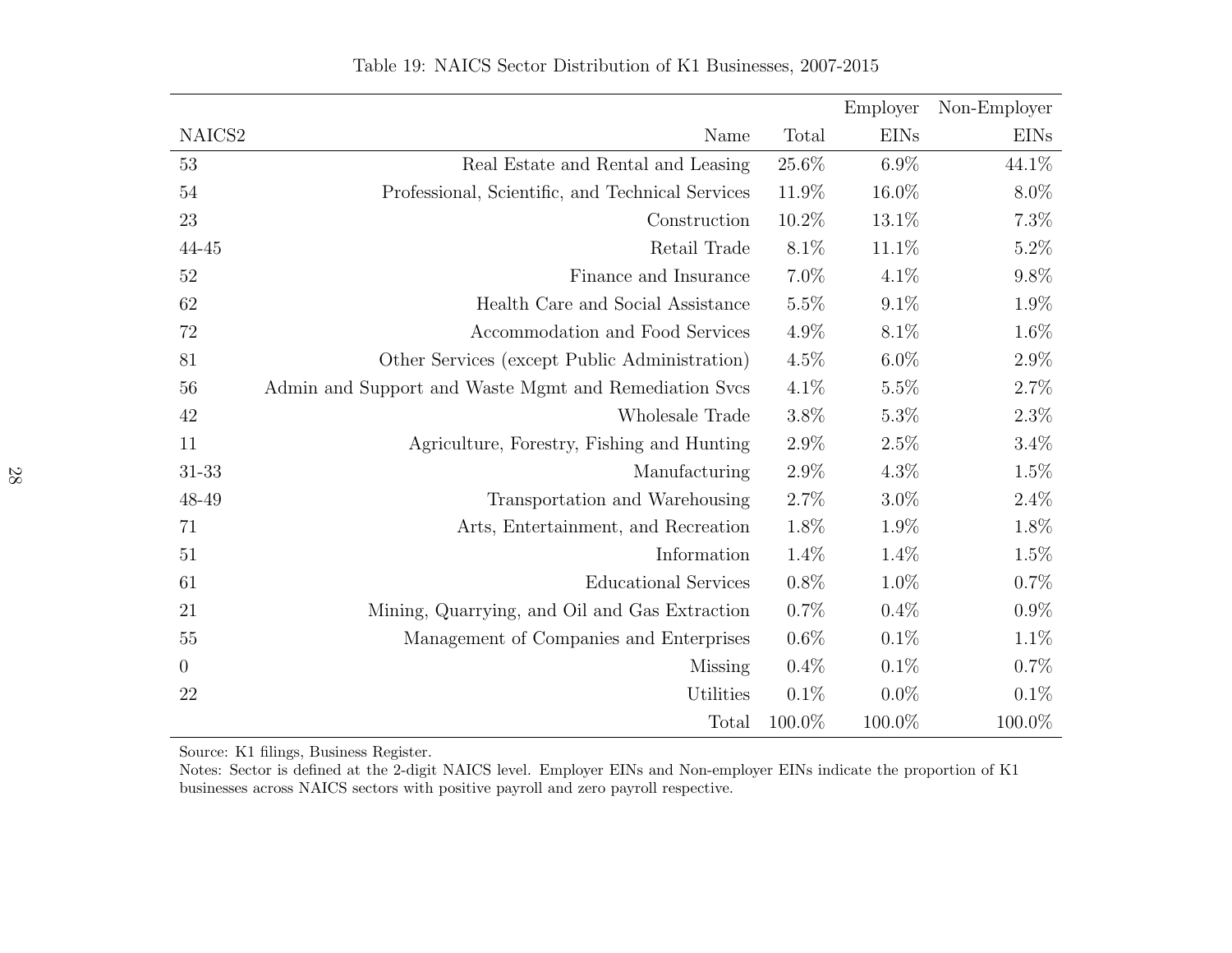Table 19: NAICS Sector Distribution of K1 Businesses, 2007-2015

| NAICS2 | Name | Total | Employer EINs | Non-Employer EINs |
|---|---|---|---|---|
| 53 | Real Estate and Rental and Leasing | 25.6% | 6.9% | 44.1% |
| 54 | Professional, Scientific, and Technical Services | 11.9% | 16.0% | 8.0% |
| 23 | Construction | 10.2% | 13.1% | 7.3% |
| 44-45 | Retail Trade | 8.1% | 11.1% | 5.2% |
| 52 | Finance and Insurance | 7.0% | 4.1% | 9.8% |
| 62 | Health Care and Social Assistance | 5.5% | 9.1% | 1.9% |
| 72 | Accommodation and Food Services | 4.9% | 8.1% | 1.6% |
| 81 | Other Services (except Public Administration) | 4.5% | 6.0% | 2.9% |
| 56 | Admin and Support and Waste Mgmt and Remediation Svcs | 4.1% | 5.5% | 2.7% |
| 42 | Wholesale Trade | 3.8% | 5.3% | 2.3% |
| 11 | Agriculture, Forestry, Fishing and Hunting | 2.9% | 2.5% | 3.4% |
| 31-33 | Manufacturing | 2.9% | 4.3% | 1.5% |
| 48-49 | Transportation and Warehousing | 2.7% | 3.0% | 2.4% |
| 71 | Arts, Entertainment, and Recreation | 1.8% | 1.9% | 1.8% |
| 51 | Information | 1.4% | 1.4% | 1.5% |
| 61 | Educational Services | 0.8% | 1.0% | 0.7% |
| 21 | Mining, Quarrying, and Oil and Gas Extraction | 0.7% | 0.4% | 0.9% |
| 55 | Management of Companies and Enterprises | 0.6% | 0.1% | 1.1% |
| 0 | Missing | 0.4% | 0.1% | 0.7% |
| 22 | Utilities | 0.1% | 0.0% | 0.1% |
| | Total | 100.0% | 100.0% | 100.0% |

Source: K1 filings, Business Register.
Notes: Sector is defined at the 2-digit NAICS level. Employer EINs and Non-employer EINs indicate the proportion of K1 businesses across NAICS sectors with positive payroll and zero payroll respective.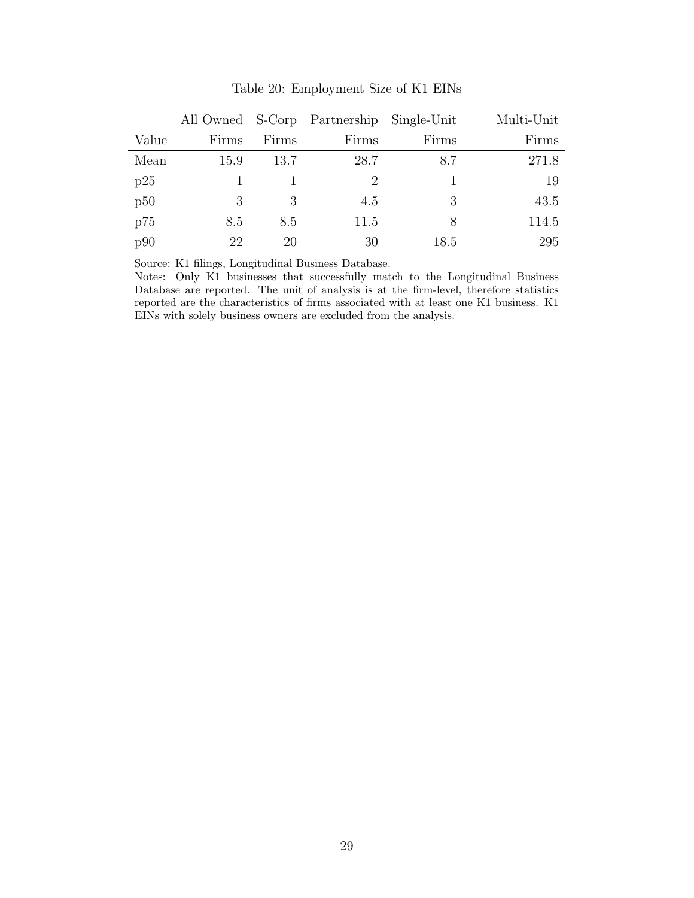Table 20: Employment Size of K1 EINs

| Value | All Owned Firms | S-Corp Firms | Partnership Firms | Single-Unit Firms | Multi-Unit Firms |
|---|---|---|---|---|---|
| Mean | 15.9 | 13.7 | 28.7 | 8.7 | 271.8 |
| p25 | 1 | 1 | 2 | 1 | 19 |
| p50 | 3 | 3 | 4.5 | 3 | 43.5 |
| p75 | 8.5 | 8.5 | 11.5 | 8 | 114.5 |
| p90 | 22 | 20 | 30 | 18.5 | 295 |

Source: K1 filings, Longitudinal Business Database.
Notes: Only K1 businesses that successfully match to the Longitudinal Business Database are reported. The unit of analysis is at the firm-level, therefore statistics reported are the characteristics of firms associated with at least one K1 business. K1 EINs with solely business owners are excluded from the analysis.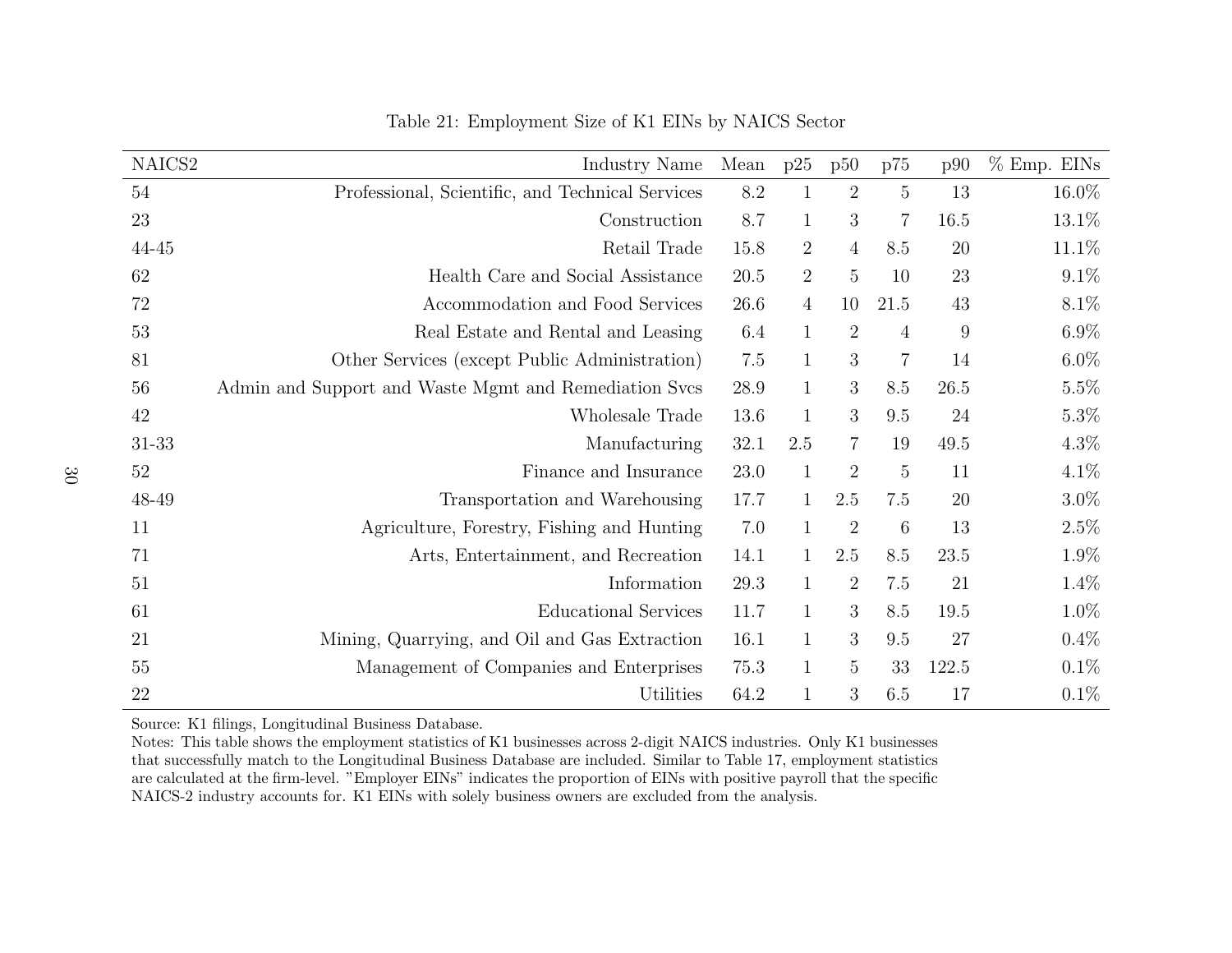Table 21: Employment Size of K1 EINs by NAICS Sector

| NAICS2 | Industry Name | Mean | p25 | p50 | p75 | p90 | % Emp. EINs |
|---|---|---|---|---|---|---|---|
| 54 | Professional, Scientific, and Technical Services | 8.2 | 1 | 2 | 5 | 13 | 16.0% |
| 23 | Construction | 8.7 | 1 | 3 | 7 | 16.5 | 13.1% |
| 44-45 | Retail Trade | 15.8 | 2 | 4 | 8.5 | 20 | 11.1% |
| 62 | Health Care and Social Assistance | 20.5 | 2 | 5 | 10 | 23 | 9.1% |
| 72 | Accommodation and Food Services | 26.6 | 4 | 10 | 21.5 | 43 | 8.1% |
| 53 | Real Estate and Rental and Leasing | 6.4 | 1 | 2 | 4 | 9 | 6.9% |
| 81 | Other Services (except Public Administration) | 7.5 | 1 | 3 | 7 | 14 | 6.0% |
| 56 | Admin and Support and Waste Mgmt and Remediation Svcs | 28.9 | 1 | 3 | 8.5 | 26.5 | 5.5% |
| 42 | Wholesale Trade | 13.6 | 1 | 3 | 9.5 | 24 | 5.3% |
| 31-33 | Manufacturing | 32.1 | 2.5 | 7 | 19 | 49.5 | 4.3% |
| 52 | Finance and Insurance | 23.0 | 1 | 2 | 5 | 11 | 4.1% |
| 48-49 | Transportation and Warehousing | 17.7 | 1 | 2.5 | 7.5 | 20 | 3.0% |
| 11 | Agriculture, Forestry, Fishing and Hunting | 7.0 | 1 | 2 | 6 | 13 | 2.5% |
| 71 | Arts, Entertainment, and Recreation | 14.1 | 1 | 2.5 | 8.5 | 23.5 | 1.9% |
| 51 | Information | 29.3 | 1 | 2 | 7.5 | 21 | 1.4% |
| 61 | Educational Services | 11.7 | 1 | 3 | 8.5 | 19.5 | 1.0% |
| 21 | Mining, Quarrying, and Oil and Gas Extraction | 16.1 | 1 | 3 | 9.5 | 27 | 0.4% |
| 55 | Management of Companies and Enterprises | 75.3 | 1 | 5 | 33 | 122.5 | 0.1% |
| 22 | Utilities | 64.2 | 1 | 3 | 6.5 | 17 | 0.1% |

Source: K1 filings, Longitudinal Business Database.
Notes: This table shows the employment statistics of K1 businesses across 2-digit NAICS industries. Only K1 businesses that successfully match to the Longitudinal Business Database are included. Similar to Table 17, employment statistics are calculated at the firm-level. "Employer EINs" indicates the proportion of EINs with positive payroll that the specific NAICS-2 industry accounts for. K1 EINs with solely business owners are excluded from the analysis.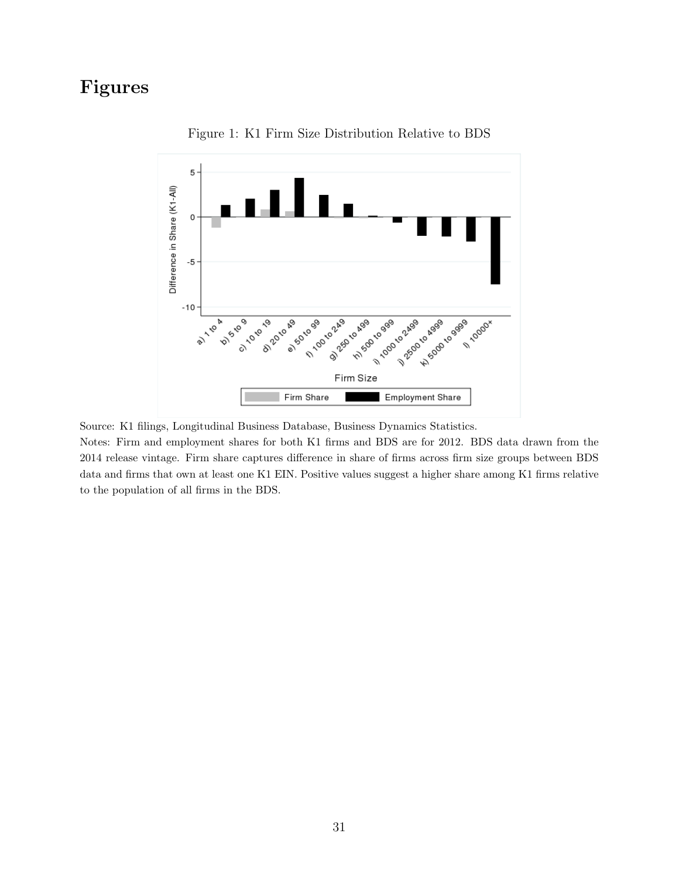# Figures

Figure 1: K1 Firm Size Distribution Relative to BDS

Source: K1 filings, Longitudinal Business Database, Business Dynamics Statistics.

Notes: Firm and employment shares for both K1 firms and BDS are for 2012. BDS data drawn from the 2014 release vintage. Firm share captures difference in share of firms across firm size groups between BDS data and firms that own at least one K1 EIN. Positive values suggest a higher share among K1 firms relative to the population of all firms in the BDS.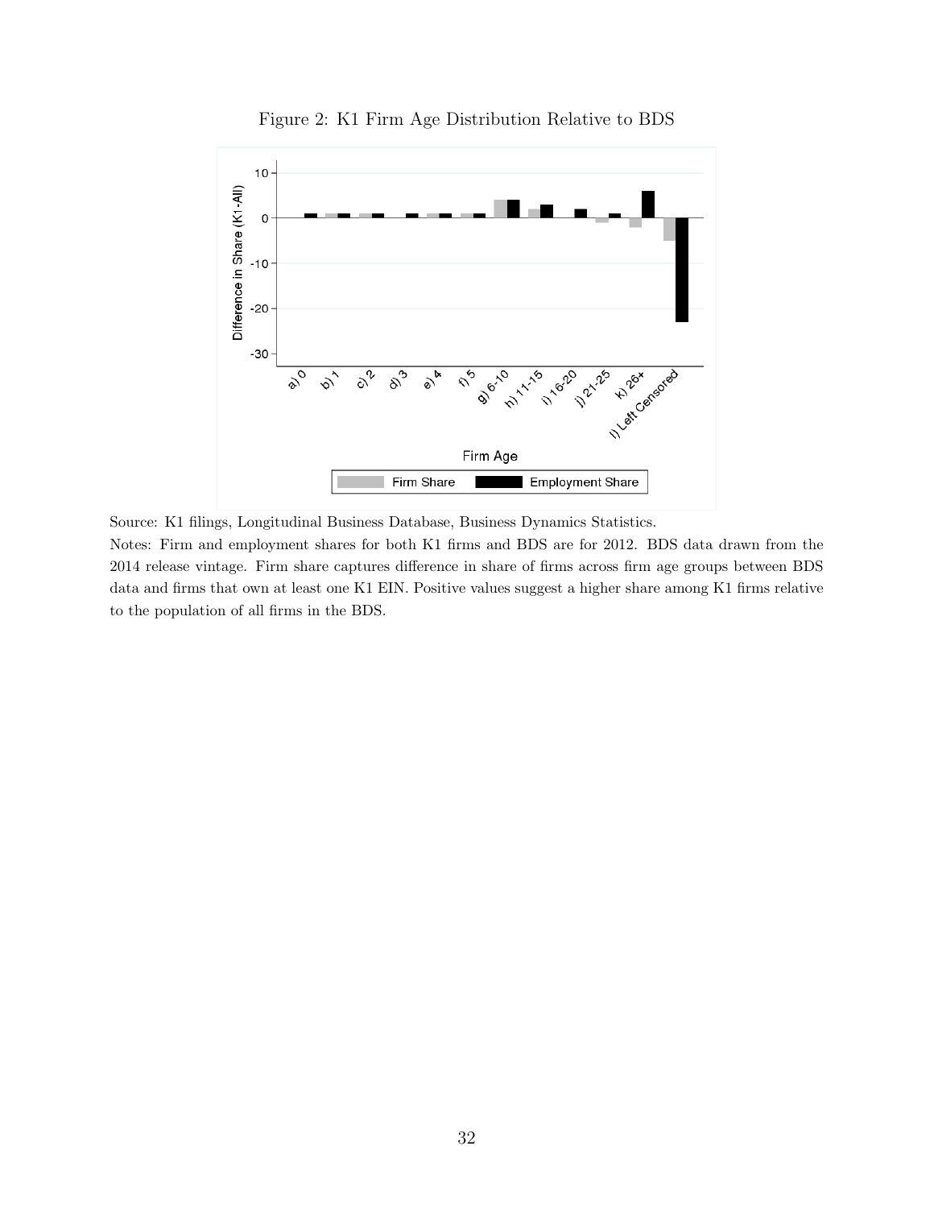Figure 2: K1 Firm Age Distribution Relative to BDS

Source: K1 filings, Longitudinal Business Database, Business Dynamics Statistics.

Notes: Firm and employment shares for both K1 firms and BDS are for 2012. BDS data drawn from the 2014 release vintage. Firm share captures difference in share of firms across firm age groups between BDS data and firms that own at least one K1 EIN. Positive values suggest a higher share among K1 firms relative to the population of all firms in the BDS.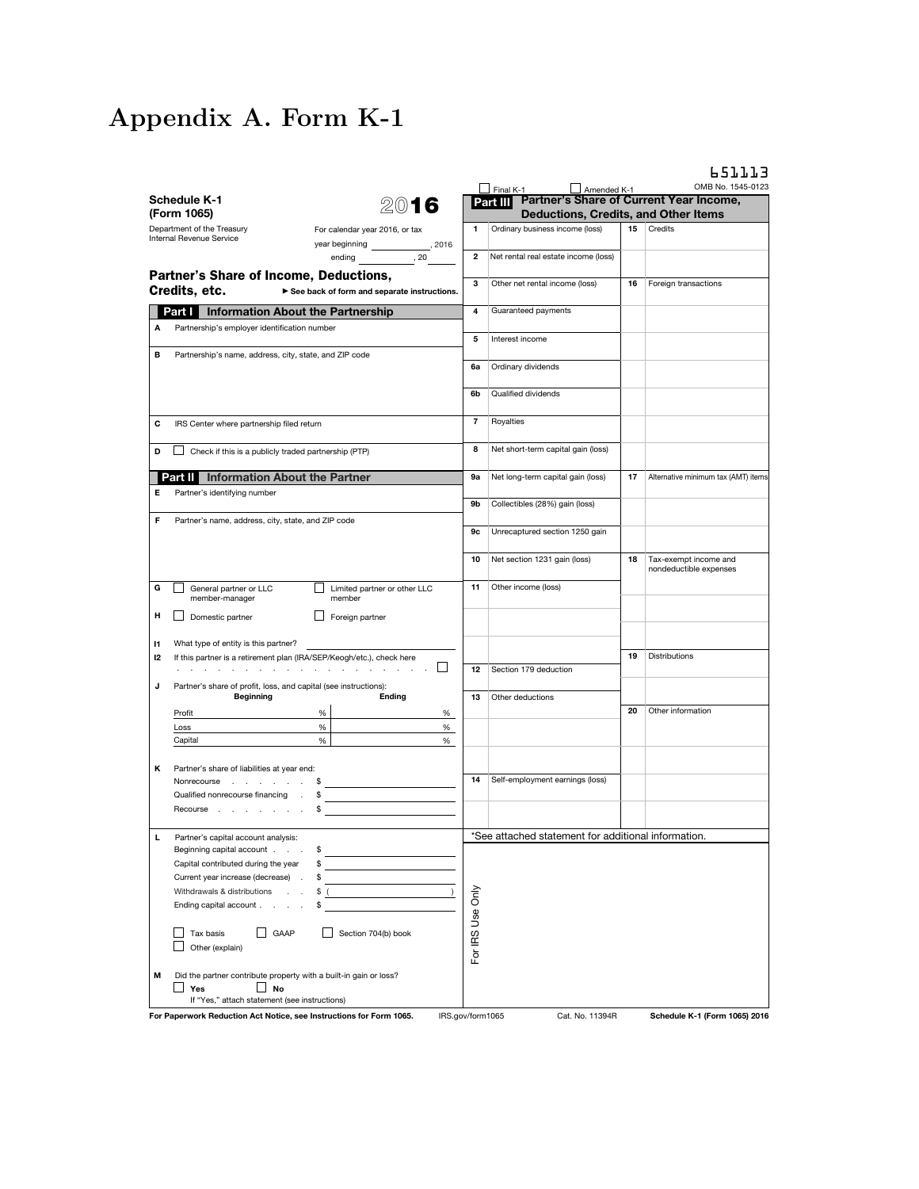# Appendix A. Form K-1

651113

☐ Final K-1 ☐ Amended K-1 OMB No. 1545-0123

**Schedule K-1 (Form 1065)** **2016**

Department of the Treasury
Internal Revenue Service

For calendar year 2016, or tax year beginning ________, 2016 ending ________, 20____

## Partner's Share of Income, Deductions, Credits, etc.

► See back of form and separate instructions.

### Part I Information About the Partnership

**A** Partnership's employer identification number

**B** Partnership's name, address, city, state, and ZIP code

**C** IRS Center where partnership filed return

**D** ☐ Check if this is a publicly traded partnership (PTP)

### Part II Information About the Partner

**E** Partner's identifying number

**F** Partner's name, address, city, state, and ZIP code

**G** ☐ General partner or LLC member-manager ☐ Limited partner or other LLC member

**H** ☐ Domestic partner ☐ Foreign partner

**I1** What type of entity is this partner? ________

**I2** If this partner is a retirement plan (IRA/SEP/Keogh/etc.), check here . . . . . . . . . . . . . . . . . . ☐

**J** Partner's share of profit, loss, and capital (see instructions):

| | Beginning | Ending |
|---|---|---|
| Profit | % | % |
| Loss | % | % |
| Capital | % | % |

**K** Partner's share of liabilities at year end:

| | |
|---|---|
| Nonrecourse . . . . . . . | $ |
| Qualified nonrecourse financing . | $ |
| Recourse . . . . . . . . | $ |

**L** Partner's capital account analysis:

| | |
|---|---|
| Beginning capital account . . . | $ |
| Capital contributed during the year | $ |
| Current year increase (decrease) . | $ |
| Withdrawals & distributions . . | $ ( ) |
| Ending capital account . . . . | $ |

☐ Tax basis ☐ GAAP ☐ Section 704(b) book
☐ Other (explain)

**M** Did the partner contribute property with a built-in gain or loss?
☐ **Yes** ☐ **No**
If "Yes," attach statement (see instructions)

### Part III Partner's Share of Current Year Income, Deductions, Credits, and Other Items

| No. | Item | No. | Item |
|---|---|---|---|
| 1 | Ordinary business income (loss) | 15 | Credits |
| 2 | Net rental real estate income (loss) | | |
| 3 | Other net rental income (loss) | 16 | Foreign transactions |
| 4 | Guaranteed payments | | |
| 5 | Interest income | | |
| 6a | Ordinary dividends | | |
| 6b | Qualified dividends | | |
| 7 | Royalties | | |
| 8 | Net short-term capital gain (loss) | | |
| 9a | Net long-term capital gain (loss) | 17 | Alternative minimum tax (AMT) items |
| 9b | Collectibles (28%) gain (loss) | | |
| 9c | Unrecaptured section 1250 gain | | |
| 10 | Net section 1231 gain (loss) | 18 | Tax-exempt income and nondeductible expenses |
| 11 | Other income (loss) | | |
| | | | |
| | | 19 | Distributions |
| 12 | Section 179 deduction | | |
| 13 | Other deductions | | |
| | | 20 | Other information |
| | | | |
| | | | |
| 14 | Self-employment earnings (loss) | | |
| | | | |

*See attached statement for additional information.

For IRS Use Only

For Paperwork Reduction Act Notice, see Instructions for Form 1065. IRS.gov/form1065 Cat. No. 11394R **Schedule K-1 (Form 1065) 2016**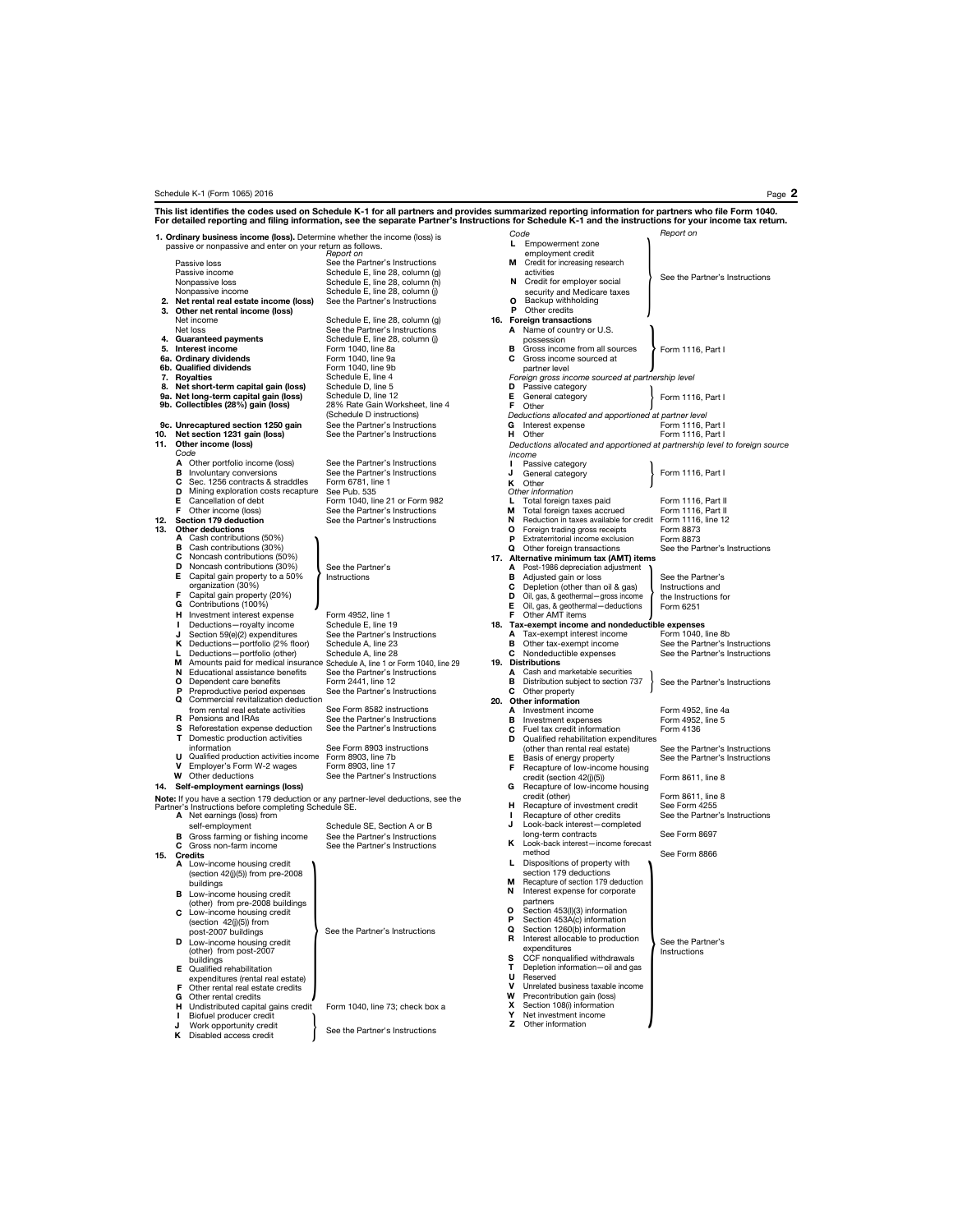This list identifies the codes used on Schedule K-1 for all partners and provides summarized reporting information for partners who file Form 1040. For detailed reporting and filing information, see the separate Partner's Instructions for Schedule K-1 and the instructions for your income tax return.

| | | Report on |
|---|---|---|
| **1.** | **Ordinary business income (loss).** Determine whether the income (loss) is passive or nonpassive and enter on your return as follows. | |
| | Passive loss | See the Partner's Instructions |
| | Passive income | Schedule E, line 28, column (g) |
| | Nonpassive loss | Schedule E, line 28, column (h) |
| | Nonpassive income | Schedule E, line 28, column (j) |
| **2.** | **Net rental real estate income (loss)** | See the Partner's Instructions |
| **3.** | **Other net rental income (loss)** | |
| | Net income | Schedule E, line 28, column (g) |
| | Net loss | See the Partner's Instructions |
| **4.** | **Guaranteed payments** | Schedule E, line 28, column (j) |
| **5.** | **Interest income** | Form 1040, line 8a |
| **6a.** | **Ordinary dividends** | Form 1040, line 9a |
| **6b.** | **Qualified dividends** | Form 1040, line 9b |
| **7.** | **Royalties** | Schedule E, line 4 |
| **8.** | **Net short-term capital gain (loss)** | Schedule D, line 5 |
| **9a.** | **Net long-term capital gain (loss)** | Schedule D, line 12 |
| **9b.** | **Collectibles (28%) gain (loss)** | 28% Rate Gain Worksheet, line 4 (Schedule D instructions) |
| **9c.** | **Unrecaptured section 1250 gain** | See the Partner's Instructions |
| **10.** | **Net section 1231 gain (loss)** | See the Partner's Instructions |
| **11.** | **Other income (loss)** | |
| | *Code* | |
| | **A** Other portfolio income (loss) | See the Partner's Instructions |
| | **B** Involuntary conversions | See the Partner's Instructions |
| | **C** Sec. 1256 contracts & straddles | Form 6781, line 1 |
| | **D** Mining exploration costs recapture | See Pub. 535 |
| | **E** Cancellation of debt | Form 1040, line 21 or Form 982 |
| | **F** Other income (loss) | See the Partner's Instructions |
| **12.** | **Section 179 deduction** | See the Partner's Instructions |
| **13.** | **Other deductions** | |
| | **A** Cash contributions (50%) | See the Partner's Instructions |
| | **B** Cash contributions (30%) | See the Partner's Instructions |
| | **C** Noncash contributions (50%) | See the Partner's Instructions |
| | **D** Noncash contributions (30%) | See the Partner's Instructions |
| | **E** Capital gain property to a 50% organization (30%) | See the Partner's Instructions |
| | **F** Capital gain property (20%) | See the Partner's Instructions |
| | **G** Contributions (100%) | See the Partner's Instructions |
| | **H** Investment interest expense | Form 4952, line 1 |
| | **I** Deductions—royalty income | Schedule E, line 19 |
| | **J** Section 59(e)(2) expenditures | See the Partner's Instructions |
| | **K** Deductions—portfolio (2% floor) | Schedule A, line 23 |
| | **L** Deductions—portfolio (other) | Schedule A, line 28 |
| | **M** Amounts paid for medical insurance | Schedule A, line 1 or Form 1040, line 29 |
| | **N** Educational assistance benefits | See the Partner's Instructions |
| | **O** Dependent care benefits | Form 2441, line 12 |
| | **P** Preproductive period expenses | See the Partner's Instructions |
| | **Q** Commercial revitalization deduction from rental real estate activities | See Form 8582 instructions |
| | **R** Pensions and IRAs | See the Partner's Instructions |
| | **S** Reforestation expense deduction | See the Partner's Instructions |
| | **T** Domestic production activities information | See Form 8903 instructions |
| | **U** Qualified production activities income | Form 8903, line 7b |
| | **V** Employer's Form W-2 wages | Form 8903, line 17 |
| | **W** Other deductions | See the Partner's Instructions |
| **14.** | **Self-employment earnings (loss)** | |

**Note:** If you have a section 179 deduction or any partner-level deductions, see the Partner's Instructions before completing Schedule SE.

| | | Report on |
|---|---|---|
| | **A** Net earnings (loss) from self-employment | Schedule SE, Section A or B |
| | **B** Gross farming or fishing income | See the Partner's Instructions |
| | **C** Gross non-farm income | See the Partner's Instructions |
| **15.** | **Credits** | |
| | **A** Low-income housing credit (section 42(j)(5)) from pre-2008 buildings | See the Partner's Instructions |
| | **B** Low-income housing credit (other) from pre-2008 buildings | See the Partner's Instructions |
| | **C** Low-income housing credit (section 42(j)(5)) from post-2007 buildings | See the Partner's Instructions |
| | **D** Low-income housing credit (other) from post-2007 buildings | See the Partner's Instructions |
| | **E** Qualified rehabilitation expenditures (rental real estate) | See the Partner's Instructions |
| | **F** Other rental real estate credits | See the Partner's Instructions |
| | **G** Other rental credits | See the Partner's Instructions |
| | **H** Undistributed capital gains credit | Form 1040, line 73; check box a |
| | **I** Biofuel producer credit | See the Partner's Instructions |
| | **J** Work opportunity credit | See the Partner's Instructions |
| | **K** Disabled access credit | See the Partner's Instructions |
| | **L** Empowerment zone employment credit | See the Partner's Instructions |
| | **M** Credit for increasing research activities | See the Partner's Instructions |
| | **N** Credit for employer social security and Medicare taxes | See the Partner's Instructions |
| | **O** Backup withholding | See the Partner's Instructions |
| | **P** Other credits | See the Partner's Instructions |
| **16.** | **Foreign transactions** | |
| | **A** Name of country or U.S. possession | Form 1116, Part I |
| | **B** Gross income from all sources | Form 1116, Part I |
| | **C** Gross income sourced at partner level | Form 1116, Part I |
| | *Foreign gross income sourced at partnership level* | |
| | **D** Passive category | Form 1116, Part I |
| | **E** General category | Form 1116, Part I |
| | **F** Other | Form 1116, Part I |
| | *Deductions allocated and apportioned at partner level* | |
| | **G** Interest expense | Form 1116, Part I |
| | **H** Other | Form 1116, Part I |
| | *Deductions allocated and apportioned at partnership level to foreign source income* | |
| | **I** Passive category | Form 1116, Part I |
| | **J** General category | Form 1116, Part I |
| | **K** Other | Form 1116, Part I |
| | *Other information* | |
| | **L** Total foreign taxes paid | Form 1116, Part II |
| | **M** Total foreign taxes accrued | Form 1116, Part II |
| | **N** Reduction in taxes available for credit | Form 1116, line 12 |
| | **O** Foreign trading gross receipts | Form 8873 |
| | **P** Extraterritorial income exclusion | Form 8873 |
| | **Q** Other foreign transactions | See the Partner's Instructions |
| **17.** | **Alternative minimum tax (AMT) items** | |
| | **A** Post-1986 depreciation adjustment | See the Partner's Instructions and the Instructions for Form 6251 |
| | **B** Adjusted gain or loss | See the Partner's Instructions and the Instructions for Form 6251 |
| | **C** Depletion (other than oil & gas) | See the Partner's Instructions and the Instructions for Form 6251 |
| | **D** Oil, gas, & geothermal—gross income | See the Partner's Instructions and the Instructions for Form 6251 |
| | **E** Oil, gas, & geothermal—deductions | See the Partner's Instructions and the Instructions for Form 6251 |
| | **F** Other AMT items | See the Partner's Instructions and the Instructions for Form 6251 |
| **18.** | **Tax-exempt income and nondeductible expenses** | |
| | **A** Tax-exempt interest income | Form 1040, line 8b |
| | **B** Other tax-exempt income | See the Partner's Instructions |
| | **C** Nondeductible expenses | See the Partner's Instructions |
| **19.** | **Distributions** | |
| | **A** Cash and marketable securities | See the Partner's Instructions |
| | **B** Distribution subject to section 737 | See the Partner's Instructions |
| | **C** Other property | See the Partner's Instructions |
| **20.** | **Other information** | |
| | **A** Investment income | Form 4952, line 4a |
| | **B** Investment expenses | Form 4952, line 5 |
| | **C** Fuel tax credit information | Form 4136 |
| | **D** Qualified rehabilitation expenditures (other than rental real estate) | See the Partner's Instructions |
| | **E** Basis of energy property | See the Partner's Instructions |
| | **F** Recapture of low-income housing credit (section 42(j)(5)) | Form 8611, line 8 |
| | **G** Recapture of low-income housing credit (other) | Form 8611, line 8 |
| | **H** Recapture of investment credit | See Form 4255 |
| | **I** Recapture of other credits | See the Partner's Instructions |
| | **J** Look-back interest—completed long-term contracts | See Form 8697 |
| | **K** Look-back interest—income forecast method | See Form 8866 |
| | **L** Dispositions of property with section 179 deductions | See the Partner's Instructions |
| | **M** Recapture of section 179 deduction | See the Partner's Instructions |
| | **N** Interest expense for corporate partners | See the Partner's Instructions |
| | **O** Section 453(l)(3) information | See the Partner's Instructions |
| | **P** Section 453A(c) information | See the Partner's Instructions |
| | **Q** Section 1260(b) information | See the Partner's Instructions |
| | **R** Interest allocable to production expenditures | See the Partner's Instructions |
| | **S** CCF nonqualified withdrawals | See the Partner's Instructions |
| | **T** Depletion information—oil and gas | See the Partner's Instructions |
| | **U** Reserved | See the Partner's Instructions |
| | **V** Unrelated business taxable income | See the Partner's Instructions |
| | **W** Precontribution gain (loss) | See the Partner's Instructions |
| | **X** Section 108(i) information | See the Partner's Instructions |
| | **Y** Net investment income | See the Partner's Instructions |
| | **Z** Other information | See the Partner's Instructions |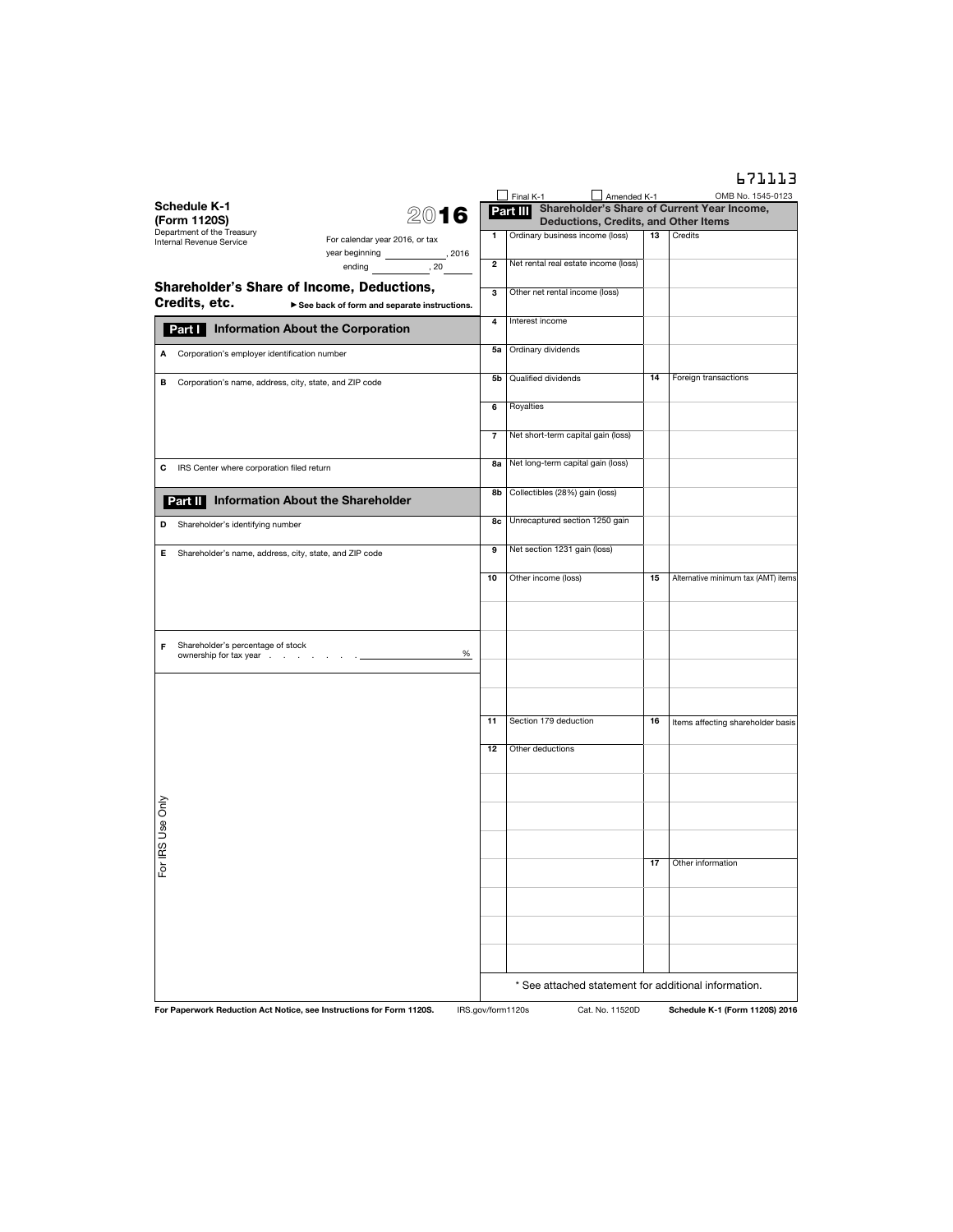671113

☐ Final K-1 ☐ Amended K-1 OMB No. 1545-0123

**Schedule K-1 (Form 1120S)** **2016**

Department of the Treasury
Internal Revenue Service

For calendar year 2016, or tax year beginning ________, 2016 ending ________, 20____

## Shareholder's Share of Income, Deductions, Credits, etc.

► See back of form and separate instructions.

### Part I Information About the Corporation

**A** Corporation's employer identification number

**B** Corporation's name, address, city, state, and ZIP code

**C** IRS Center where corporation filed return

### Part II Information About the Shareholder

**D** Shareholder's identifying number

**E** Shareholder's name, address, city, state, and ZIP code

**F** Shareholder's percentage of stock ownership for tax year . . . . . . . . ________ %

For IRS Use Only

### Part III Shareholder's Share of Current Year Income, Deductions, Credits, and Other Items

| | | | |
|---|---|---|---|
| 1 | Ordinary business income (loss) | 13 | Credits |
| 2 | Net rental real estate income (loss) | | |
| 3 | Other net rental income (loss) | | |
| 4 | Interest income | | |
| 5a | Ordinary dividends | | |
| 5b | Qualified dividends | 14 | Foreign transactions |
| 6 | Royalties | | |
| 7 | Net short-term capital gain (loss) | | |
| 8a | Net long-term capital gain (loss) | | |
| 8b | Collectibles (28%) gain (loss) | | |
| 8c | Unrecaptured section 1250 gain | | |
| 9 | Net section 1231 gain (loss) | | |
| 10 | Other income (loss) | 15 | Alternative minimum tax (AMT) items |
| | | | |
| | | | |
| | | | |
| | | | |
| 11 | Section 179 deduction | 16 | Items affecting shareholder basis |
| 12 | Other deductions | | |
| | | | |
| | | | |
| | | | |
| | | 17 | Other information |
| | | | |
| | | | |
| | | | |

\* See attached statement for additional information.

For Paperwork Reduction Act Notice, see Instructions for Form 1120S. IRS.gov/form1120s Cat. No. 11520D **Schedule K-1 (Form 1120S) 2016**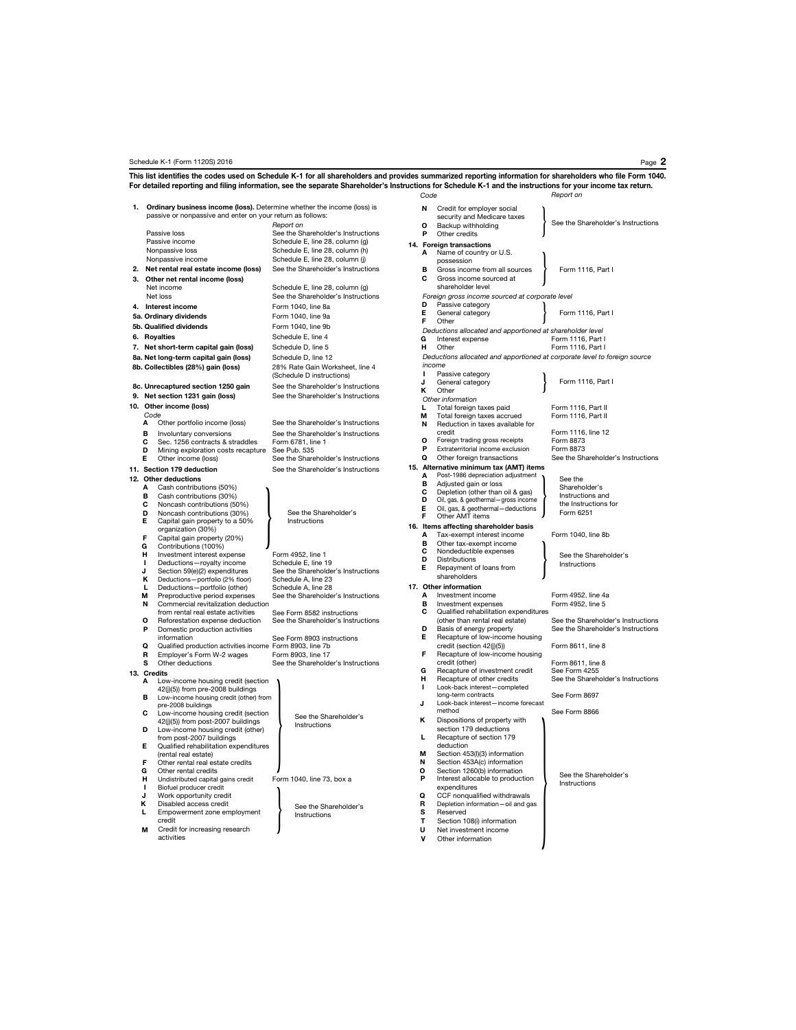This list identifies the codes used on Schedule K-1 for all shareholders and provides summarized reporting information for shareholders who file Form 1040. For detailed reporting and filing information, see the separate Shareholder's Instructions for Schedule K-1 and the instructions for your income tax return.

**1. Ordinary business income (loss).** Determine whether the income (loss) is passive or nonpassive and enter on your return as follows:

| | Report on |
|---|---|
| Passive loss | See the Shareholder's Instructions |
| Passive income | Schedule E, line 28, column (g) |
| Nonpassive loss | Schedule E, line 28, column (h) |
| Nonpassive income | Schedule E, line 28, column (j) |

**2. Net rental real estate income (loss)** — See the Shareholder's Instructions

**3. Other net rental income (loss)**

| | |
|---|---|
| Net income | Schedule E, line 28, column (g) |
| Net loss | See the Shareholder's Instructions |

**4. Interest income** — Form 1040, line 8a

**5a. Ordinary dividends** — Form 1040, line 9a

**5b. Qualified dividends** — Form 1040, line 9b

**6. Royalties** — Schedule E, line 4

**7. Net short-term capital gain (loss)** — Schedule D, line 5

**8a. Net long-term capital gain (loss)** — Schedule D, line 12

**8b. Collectibles (28%) gain (loss)** — 28% Rate Gain Worksheet, line 4 (Schedule D instructions)

**8c. Unrecaptured section 1250 gain** — See the Shareholder's Instructions

**9. Net section 1231 gain (loss)** — See the Shareholder's Instructions

**10. Other income (loss)**

| Code | | |
|---|---|---|
| A | Other portfolio income (loss) | See the Shareholder's Instructions |
| B | Involuntary conversions | See the Shareholder's Instructions |
| C | Sec. 1256 contracts & straddles | Form 6781, line 1 |
| D | Mining exploration costs recapture | See Pub. 535 |
| E | Other income (loss) | See the Shareholder's Instructions |

**11. Section 179 deduction** — See the Shareholder's Instructions

**12. Other deductions**

| Code | | |
|---|---|---|
| A | Cash contributions (50%) | See the Shareholder's Instructions |
| B | Cash contributions (30%) | See the Shareholder's Instructions |
| C | Noncash contributions (50%) | See the Shareholder's Instructions |
| D | Noncash contributions (30%) | See the Shareholder's Instructions |
| E | Capital gain property to a 50% organization (30%) | See the Shareholder's Instructions |
| F | Capital gain property (20%) | See the Shareholder's Instructions |
| G | Contributions (100%) | See the Shareholder's Instructions |
| H | Investment interest expense | Form 4952, line 1 |
| I | Deductions—royalty income | Schedule E, line 19 |
| J | Section 59(e)(2) expenditures | See the Shareholder's Instructions |
| K | Deductions—portfolio (2% floor) | Schedule A, line 23 |
| L | Deductions—portfolio (other) | Schedule A, line 28 |
| M | Preproductive period expenses | See the Shareholder's Instructions |
| N | Commercial revitalization deduction from rental real estate activities | See Form 8582 instructions |
| O | Reforestation expense deduction | See the Shareholder's Instructions |
| P | Domestic production activities information | See Form 8903 instructions |
| Q | Qualified production activities income | Form 8903, line 7b |
| R | Employer's Form W-2 wages | Form 8903, line 17 |
| S | Other deductions | See the Shareholder's Instructions |

**13. Credits**

| Code | | |
|---|---|---|
| A | Low-income housing credit (section 42(j)(5)) from pre-2008 buildings | See the Shareholder's Instructions |
| B | Low-income housing credit (other) from pre-2008 buildings | See the Shareholder's Instructions |
| C | Low-income housing credit (section 42(j)(5)) from post-2007 buildings | See the Shareholder's Instructions |
| D | Low-income housing credit (other) from post-2007 buildings | See the Shareholder's Instructions |
| E | Qualified rehabilitation expenditures (rental real estate) | See the Shareholder's Instructions |
| F | Other rental real estate credits | See the Shareholder's Instructions |
| G | Other rental credits | See the Shareholder's Instructions |
| H | Undistributed capital gains credit | Form 1040, line 73, box a |
| I | Biofuel producer credit | See the Shareholder's Instructions |
| J | Work opportunity credit | See the Shareholder's Instructions |
| K | Disabled access credit | See the Shareholder's Instructions |
| L | Empowerment zone employment credit | See the Shareholder's Instructions |
| M | Credit for increasing research activities | See the Shareholder's Instructions |
| N | Credit for employer social security and Medicare taxes | See the Shareholder's Instructions |
| O | Backup withholding | See the Shareholder's Instructions |
| P | Other credits | See the Shareholder's Instructions |

**14. Foreign transactions**

| Code | | |
|---|---|---|
| A | Name of country or U.S. possession | Form 1116, Part I |
| B | Gross income from all sources | Form 1116, Part I |
| C | Gross income sourced at shareholder level | Form 1116, Part I |
| | *Foreign gross income sourced at corporate level* | |
| D | Passive category | Form 1116, Part I |
| E | General category | Form 1116, Part I |
| F | Other | Form 1116, Part I |
| | *Deductions allocated and apportioned at shareholder level* | |
| G | Interest expense | Form 1116, Part I |
| H | Other | Form 1116, Part I |
| | *Deductions allocated and apportioned at corporate level to foreign source income* | |
| I | Passive category | Form 1116, Part I |
| J | General category | Form 1116, Part I |
| K | Other | Form 1116, Part I |
| | *Other information* | |
| L | Total foreign taxes paid | Form 1116, Part II |
| M | Total foreign taxes accrued | Form 1116, Part II |
| N | Reduction in taxes available for credit | Form 1116, line 12 |
| O | Foreign trading gross receipts | Form 8873 |
| P | Extraterritorial income exclusion | Form 8873 |
| Q | Other foreign transactions | See the Shareholder's Instructions |

**15. Alternative minimum tax (AMT) items**

| Code | | |
|---|---|---|
| A | Post-1986 depreciation adjustment | See the Shareholder's Instructions and the Instructions for Form 6251 |
| B | Adjusted gain or loss | See the Shareholder's Instructions and the Instructions for Form 6251 |
| C | Depletion (other than oil & gas) | See the Shareholder's Instructions and the Instructions for Form 6251 |
| D | Oil, gas, & geothermal—gross income | See the Shareholder's Instructions and the Instructions for Form 6251 |
| E | Oil, gas, & geothermal—deductions | See the Shareholder's Instructions and the Instructions for Form 6251 |
| F | Other AMT items | See the Shareholder's Instructions and the Instructions for Form 6251 |

**16. Items affecting shareholder basis**

| Code | | |
|---|---|---|
| A | Tax-exempt interest income | Form 1040, line 8b |
| B | Other tax-exempt income | See the Shareholder's Instructions |
| C | Nondeductible expenses | See the Shareholder's Instructions |
| D | Distributions | See the Shareholder's Instructions |
| E | Repayment of loans from shareholders | See the Shareholder's Instructions |

**17. Other information**

| Code | | |
|---|---|---|
| A | Investment income | Form 4952, line 4a |
| B | Investment expenses | Form 4952, line 5 |
| C | Qualified rehabilitation expenditures (other than rental real estate) | See the Shareholder's Instructions |
| D | Basis of energy property | See the Shareholder's Instructions |
| E | Recapture of low-income housing credit (section 42(j)(5)) | Form 8611, line 8 |
| F | Recapture of low-income housing credit (other) | Form 8611, line 8 |
| G | Recapture of investment credit | See Form 4255 |
| H | Recapture of other credits | See the Shareholder's Instructions |
| I | Look-back interest—completed long-term contracts | See Form 8697 |
| J | Look-back interest—income forecast method | See Form 8866 |
| K | Dispositions of property with section 179 deductions | See the Shareholder's Instructions |
| L | Recapture of section 179 deduction | See the Shareholder's Instructions |
| M | Section 453(l)(3) information | See the Shareholder's Instructions |
| N | Section 453A(c) information | See the Shareholder's Instructions |
| O | Section 1260(b) information | See the Shareholder's Instructions |
| P | Interest allocable to production expenditures | See the Shareholder's Instructions |
| Q | CCF nonqualified withdrawals | See the Shareholder's Instructions |
| R | Depletion information—oil and gas | See the Shareholder's Instructions |
| S | Reserved | See the Shareholder's Instructions |
| T | Section 108(i) information | See the Shareholder's Instructions |
| U | Net investment income | See the Shareholder's Instructions |
| V | Other information | See the Shareholder's Instructions |